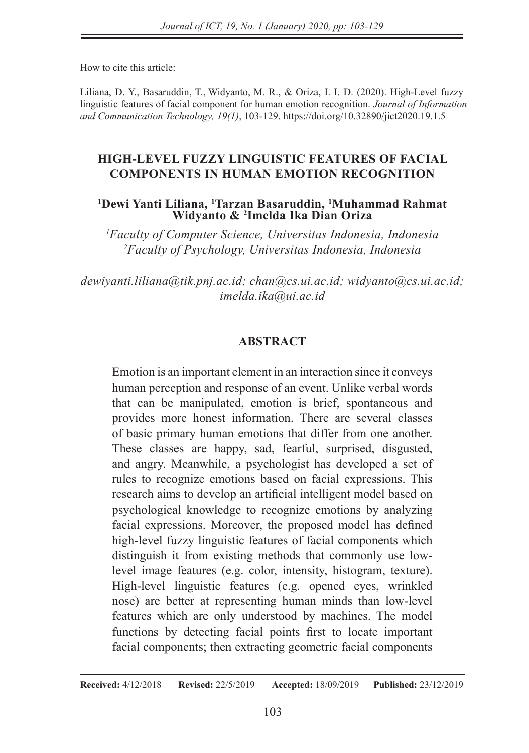How to cite this article:

Liliana, D. Y., Basaruddin, T., Widyanto, M. R., & Oriza, I. I. D. (2020). High-Level fuzzy linguistic features of facial component for human emotion recognition. *Journal of Information and Communication Technology, 19(1)*, 103-129. https://doi.org/10.32890/jict2020.19.1.5

# HIGH-LEVEL FUZZY LINGUISTIC FEATURES OF FACIAL COMPONENTS IN HUMAN EMOTION RECOGNITION

**[1]Dewi Yanti Liliana, [1]Tarzan Basaruddin, [1]Muhammad Rahmat Widyanto & [2]Imelda Ika Dian Oriza**

*[1]Faculty of Computer Science, Universitas Indonesia, Indonesia*
*[2]Faculty of Psychology, Universitas Indonesia, Indonesia*

*dewiyanti.liliana@tik.pnj.ac.id; chan@cs.ui.ac.id; widyanto@cs.ui.ac.id; imelda.ika@ui.ac.id*

## ABSTRACT

Emotion is an important element in an interaction since it conveys human perception and response of an event. Unlike verbal words that can be manipulated, emotion is brief, spontaneous and provides more honest information. There are several classes of basic primary human emotions that differ from one another. These classes are happy, sad, fearful, surprised, disgusted, and angry. Meanwhile, a psychologist has developed a set of rules to recognize emotions based on facial expressions. This research aims to develop an artificial intelligent model based on psychological knowledge to recognize emotions by analyzing facial expressions. Moreover, the proposed model has defined high-level fuzzy linguistic features of facial components which distinguish it from existing methods that commonly use low-level image features (e.g. color, intensity, histogram, texture). High-level linguistic features (e.g. opened eyes, wrinkled nose) are better at representing human minds than low-level features which are only understood by machines. The model functions by detecting facial points first to locate important facial components; then extracting geometric facial components

**Received:** 4/12/2018 **Revised:** 22/5/2019 **Accepted:** 18/09/2019 **Published:** 23/12/2019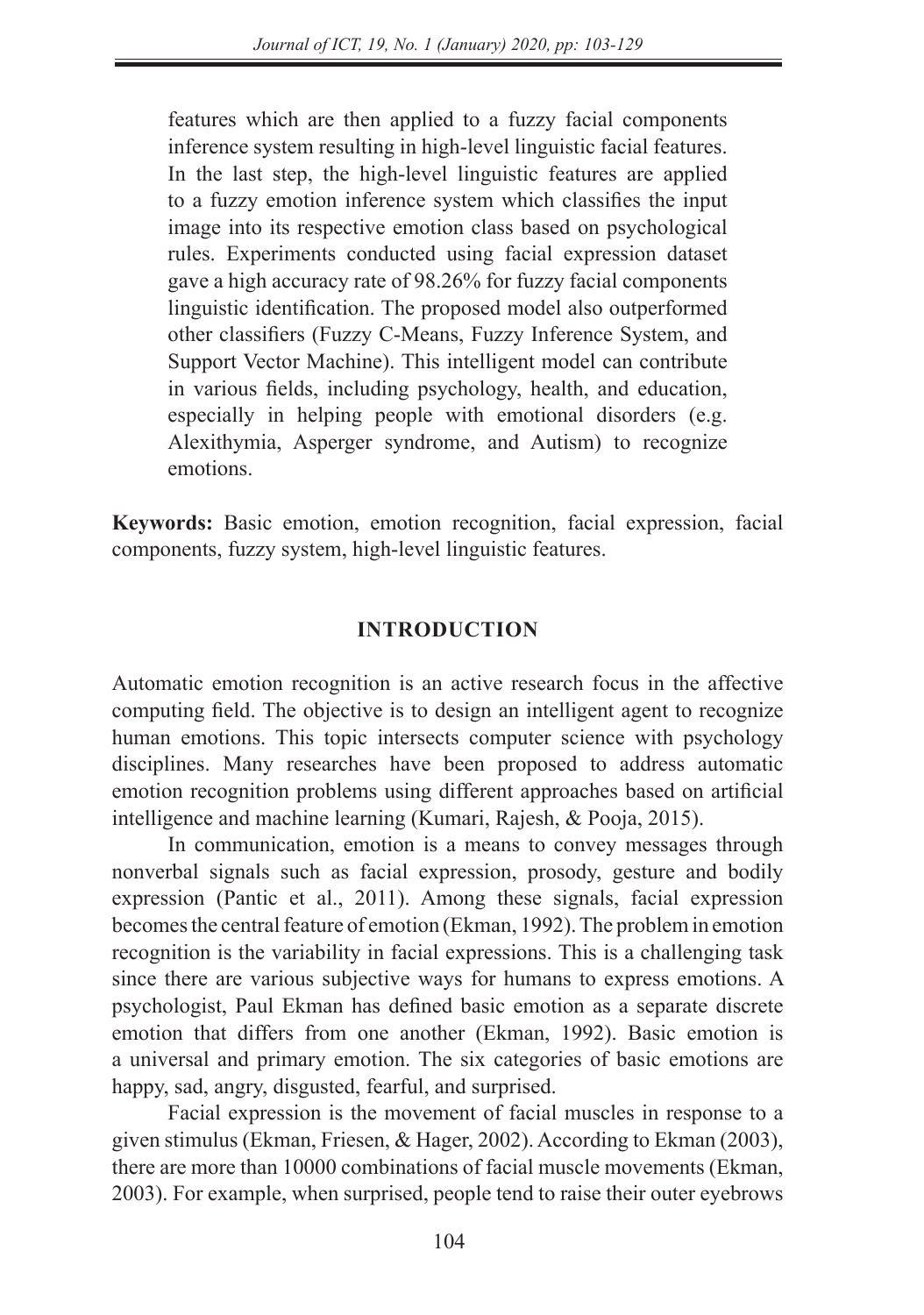features which are then applied to a fuzzy facial components inference system resulting in high-level linguistic facial features. In the last step, the high-level linguistic features are applied to a fuzzy emotion inference system which classifies the input image into its respective emotion class based on psychological rules. Experiments conducted using facial expression dataset gave a high accuracy rate of 98.26% for fuzzy facial components linguistic identification. The proposed model also outperformed other classifiers (Fuzzy C-Means, Fuzzy Inference System, and Support Vector Machine). This intelligent model can contribute in various fields, including psychology, health, and education, especially in helping people with emotional disorders (e.g. Alexithymia, Asperger syndrome, and Autism) to recognize emotions.

**Keywords:** Basic emotion, emotion recognition, facial expression, facial components, fuzzy system, high-level linguistic features.

## INTRODUCTION

Automatic emotion recognition is an active research focus in the affective computing field. The objective is to design an intelligent agent to recognize human emotions. This topic intersects computer science with psychology disciplines. Many researches have been proposed to address automatic emotion recognition problems using different approaches based on artificial intelligence and machine learning (Kumari, Rajesh, & Pooja, 2015).

In communication, emotion is a means to convey messages through nonverbal signals such as facial expression, prosody, gesture and bodily expression (Pantic et al., 2011). Among these signals, facial expression becomes the central feature of emotion (Ekman, 1992). The problem in emotion recognition is the variability in facial expressions. This is a challenging task since there are various subjective ways for humans to express emotions. A psychologist, Paul Ekman has defined basic emotion as a separate discrete emotion that differs from one another (Ekman, 1992). Basic emotion is a universal and primary emotion. The six categories of basic emotions are happy, sad, angry, disgusted, fearful, and surprised.

Facial expression is the movement of facial muscles in response to a given stimulus (Ekman, Friesen, & Hager, 2002). According to Ekman (2003), there are more than 10000 combinations of facial muscle movements (Ekman, 2003). For example, when surprised, people tend to raise their outer eyebrows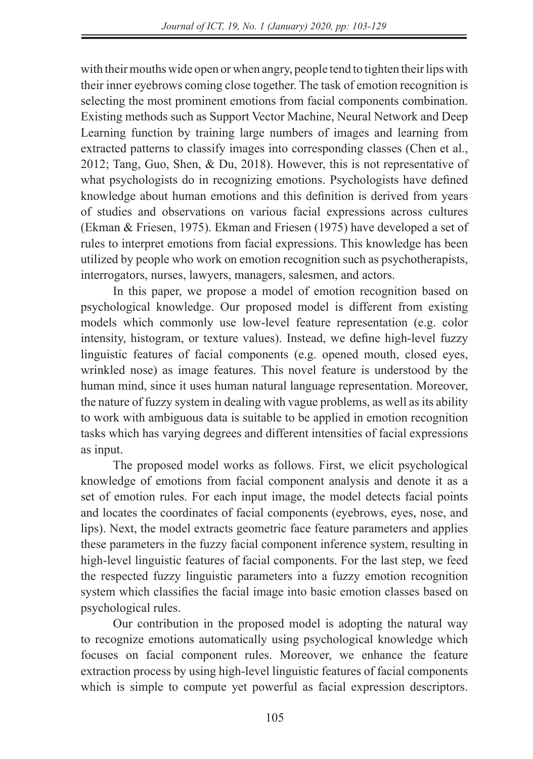with their mouths wide open or when angry, people tend to tighten their lips with their inner eyebrows coming close together. The task of emotion recognition is selecting the most prominent emotions from facial components combination. Existing methods such as Support Vector Machine, Neural Network and Deep Learning function by training large numbers of images and learning from extracted patterns to classify images into corresponding classes (Chen et al., 2012; Tang, Guo, Shen, & Du, 2018). However, this is not representative of what psychologists do in recognizing emotions. Psychologists have defined knowledge about human emotions and this definition is derived from years of studies and observations on various facial expressions across cultures (Ekman & Friesen, 1975). Ekman and Friesen (1975) have developed a set of rules to interpret emotions from facial expressions. This knowledge has been utilized by people who work on emotion recognition such as psychotherapists, interrogators, nurses, lawyers, managers, salesmen, and actors.

In this paper, we propose a model of emotion recognition based on psychological knowledge. Our proposed model is different from existing models which commonly use low-level feature representation (e.g. color intensity, histogram, or texture values). Instead, we define high-level fuzzy linguistic features of facial components (e.g. opened mouth, closed eyes, wrinkled nose) as image features. This novel feature is understood by the human mind, since it uses human natural language representation. Moreover, the nature of fuzzy system in dealing with vague problems, as well as its ability to work with ambiguous data is suitable to be applied in emotion recognition tasks which has varying degrees and different intensities of facial expressions as input.

The proposed model works as follows. First, we elicit psychological knowledge of emotions from facial component analysis and denote it as a set of emotion rules. For each input image, the model detects facial points and locates the coordinates of facial components (eyebrows, eyes, nose, and lips). Next, the model extracts geometric face feature parameters and applies these parameters in the fuzzy facial component inference system, resulting in high-level linguistic features of facial components. For the last step, we feed the respected fuzzy linguistic parameters into a fuzzy emotion recognition system which classifies the facial image into basic emotion classes based on psychological rules.

Our contribution in the proposed model is adopting the natural way to recognize emotions automatically using psychological knowledge which focuses on facial component rules. Moreover, we enhance the feature extraction process by using high-level linguistic features of facial components which is simple to compute yet powerful as facial expression descriptors.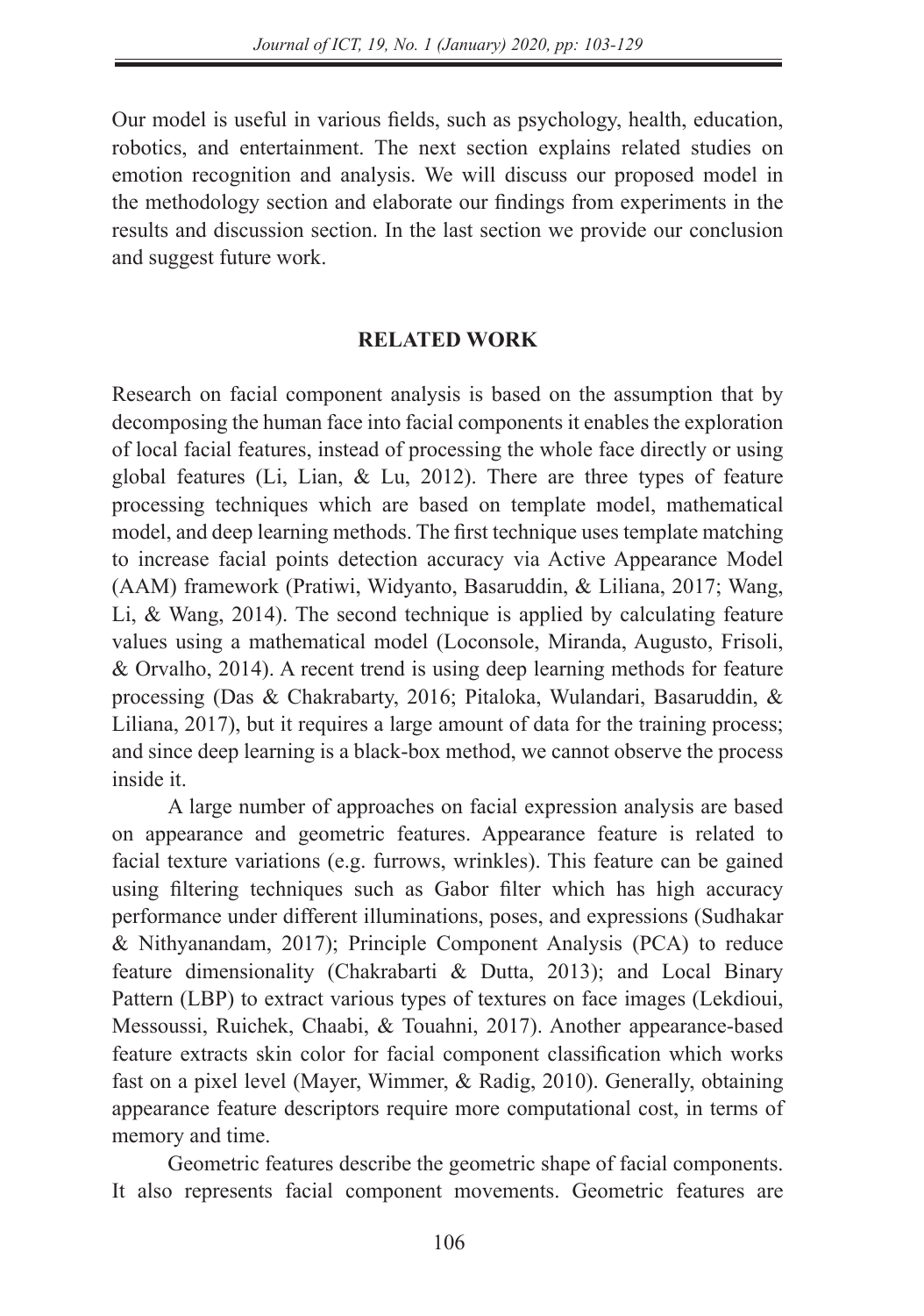Our model is useful in various fields, such as psychology, health, education, robotics, and entertainment. The next section explains related studies on emotion recognition and analysis. We will discuss our proposed model in the methodology section and elaborate our findings from experiments in the results and discussion section. In the last section we provide our conclusion and suggest future work.

## RELATED WORK

Research on facial component analysis is based on the assumption that by decomposing the human face into facial components it enables the exploration of local facial features, instead of processing the whole face directly or using global features (Li, Lian, & Lu, 2012). There are three types of feature processing techniques which are based on template model, mathematical model, and deep learning methods. The first technique uses template matching to increase facial points detection accuracy via Active Appearance Model (AAM) framework (Pratiwi, Widyanto, Basaruddin, & Liliana, 2017; Wang, Li, & Wang, 2014). The second technique is applied by calculating feature values using a mathematical model (Loconsole, Miranda, Augusto, Frisoli, & Orvalho, 2014). A recent trend is using deep learning methods for feature processing (Das & Chakrabarty, 2016; Pitaloka, Wulandari, Basaruddin, & Liliana, 2017), but it requires a large amount of data for the training process; and since deep learning is a black-box method, we cannot observe the process inside it.

A large number of approaches on facial expression analysis are based on appearance and geometric features. Appearance feature is related to facial texture variations (e.g. furrows, wrinkles). This feature can be gained using filtering techniques such as Gabor filter which has high accuracy performance under different illuminations, poses, and expressions (Sudhakar & Nithyanandam, 2017); Principle Component Analysis (PCA) to reduce feature dimensionality (Chakrabarti & Dutta, 2013); and Local Binary Pattern (LBP) to extract various types of textures on face images (Lekdioui, Messoussi, Ruichek, Chaabi, & Touahni, 2017). Another appearance-based feature extracts skin color for facial component classification which works fast on a pixel level (Mayer, Wimmer, & Radig, 2010). Generally, obtaining appearance feature descriptors require more computational cost, in terms of memory and time.

Geometric features describe the geometric shape of facial components. It also represents facial component movements. Geometric features are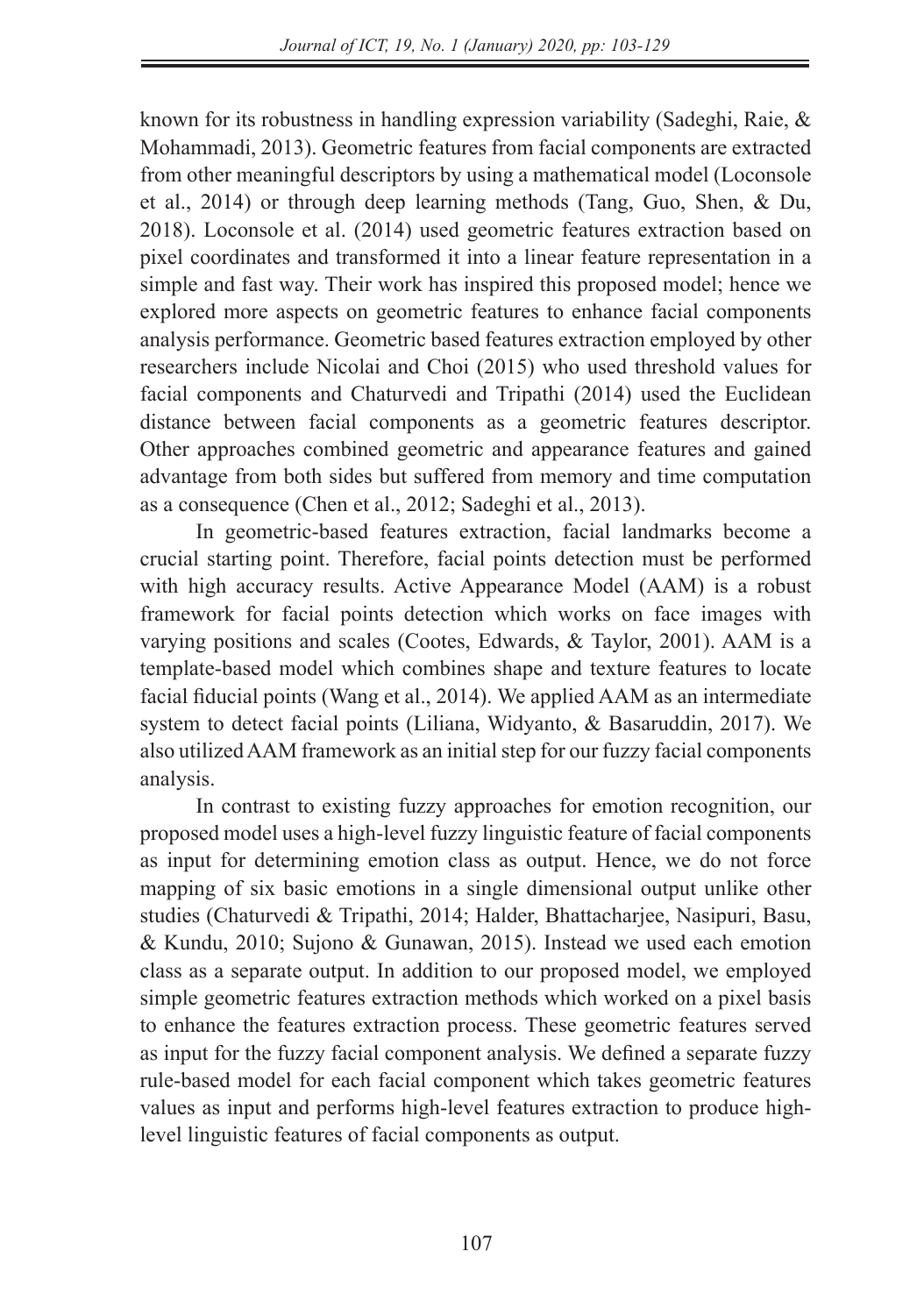known for its robustness in handling expression variability (Sadeghi, Raie, & Mohammadi, 2013). Geometric features from facial components are extracted from other meaningful descriptors by using a mathematical model (Loconsole et al., 2014) or through deep learning methods (Tang, Guo, Shen, & Du, 2018). Loconsole et al. (2014) used geometric features extraction based on pixel coordinates and transformed it into a linear feature representation in a simple and fast way. Their work has inspired this proposed model; hence we explored more aspects on geometric features to enhance facial components analysis performance. Geometric based features extraction employed by other researchers include Nicolai and Choi (2015) who used threshold values for facial components and Chaturvedi and Tripathi (2014) used the Euclidean distance between facial components as a geometric features descriptor. Other approaches combined geometric and appearance features and gained advantage from both sides but suffered from memory and time computation as a consequence (Chen et al., 2012; Sadeghi et al., 2013).

In geometric-based features extraction, facial landmarks become a crucial starting point. Therefore, facial points detection must be performed with high accuracy results. Active Appearance Model (AAM) is a robust framework for facial points detection which works on face images with varying positions and scales (Cootes, Edwards, & Taylor, 2001). AAM is a template-based model which combines shape and texture features to locate facial fiducial points (Wang et al., 2014). We applied AAM as an intermediate system to detect facial points (Liliana, Widyanto, & Basaruddin, 2017). We also utilized AAM framework as an initial step for our fuzzy facial components analysis.

In contrast to existing fuzzy approaches for emotion recognition, our proposed model uses a high-level fuzzy linguistic feature of facial components as input for determining emotion class as output. Hence, we do not force mapping of six basic emotions in a single dimensional output unlike other studies (Chaturvedi & Tripathi, 2014; Halder, Bhattacharjee, Nasipuri, Basu, & Kundu, 2010; Sujono & Gunawan, 2015). Instead we used each emotion class as a separate output. In addition to our proposed model, we employed simple geometric features extraction methods which worked on a pixel basis to enhance the features extraction process. These geometric features served as input for the fuzzy facial component analysis. We defined a separate fuzzy rule-based model for each facial component which takes geometric features values as input and performs high-level features extraction to produce high-level linguistic features of facial components as output.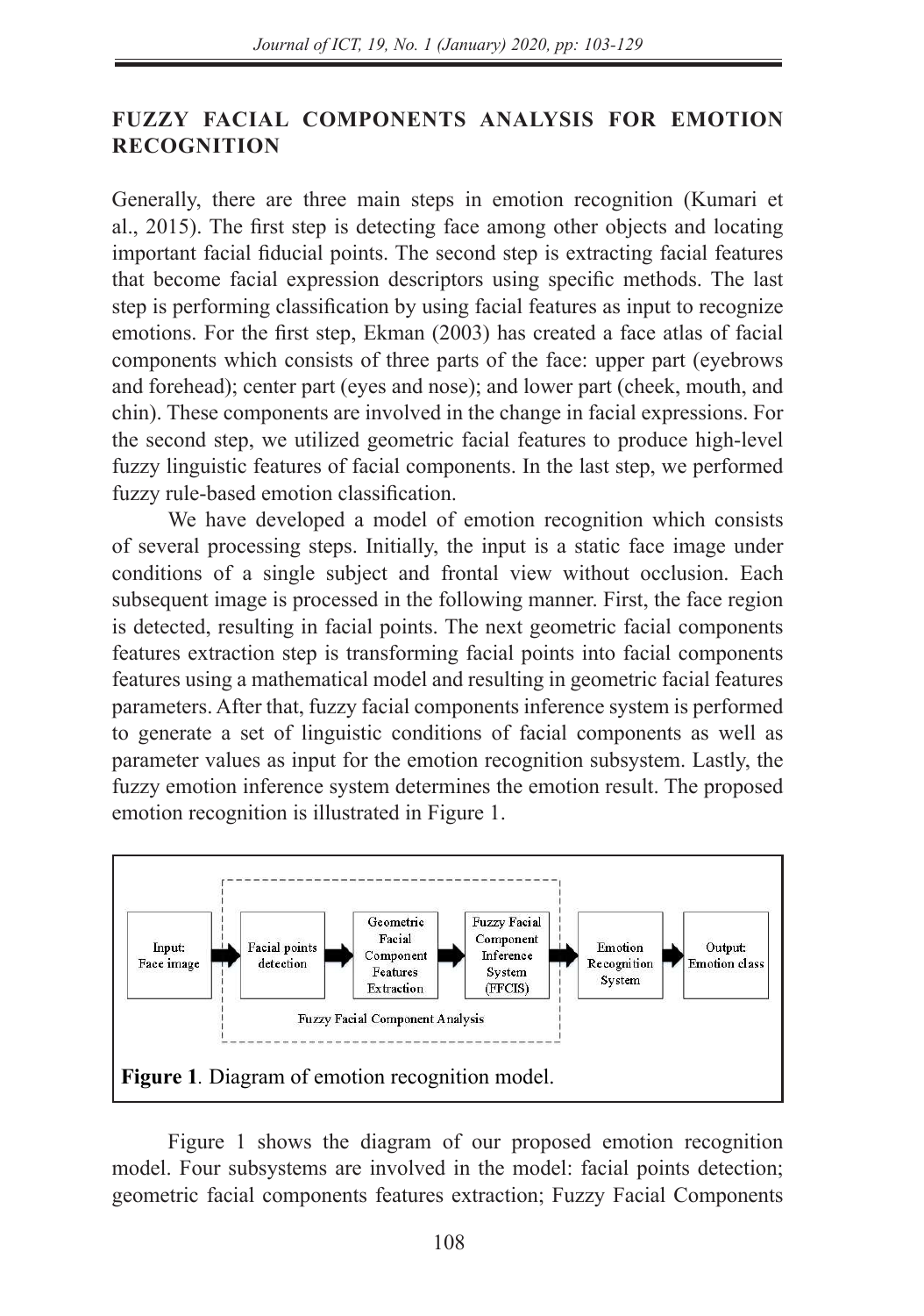## FUZZY FACIAL COMPONENTS ANALYSIS FOR EMOTION RECOGNITION

Generally, there are three main steps in emotion recognition (Kumari et al., 2015). The first step is detecting face among other objects and locating important facial fiducial points. The second step is extracting facial features that become facial expression descriptors using specific methods. The last step is performing classification by using facial features as input to recognize emotions. For the first step, Ekman (2003) has created a face atlas of facial components which consists of three parts of the face: upper part (eyebrows and forehead); center part (eyes and nose); and lower part (cheek, mouth, and chin). These components are involved in the change in facial expressions. For the second step, we utilized geometric facial features to produce high-level fuzzy linguistic features of facial components. In the last step, we performed fuzzy rule-based emotion classification.

We have developed a model of emotion recognition which consists of several processing steps. Initially, the input is a static face image under conditions of a single subject and frontal view without occlusion. Each subsequent image is processed in the following manner. First, the face region is detected, resulting in facial points. The next geometric facial components features extraction step is transforming facial points into facial components features using a mathematical model and resulting in geometric facial features parameters. After that, fuzzy facial components inference system is performed to generate a set of linguistic conditions of facial components as well as parameter values as input for the emotion recognition subsystem. Lastly, the fuzzy emotion inference system determines the emotion result. The proposed emotion recognition is illustrated in Figure 1.

Input: Face image → Facial points detection → Geometric Facial Component Features Extraction → Fuzzy Facial Component Inference System (FFCIS) → Emotion Recognition System → Output: Emotion class

Fuzzy Facial Component Analysis

**Figure 1**. Diagram of emotion recognition model.

Figure 1 shows the diagram of our proposed emotion recognition model. Four subsystems are involved in the model: facial points detection; geometric facial components features extraction; Fuzzy Facial Components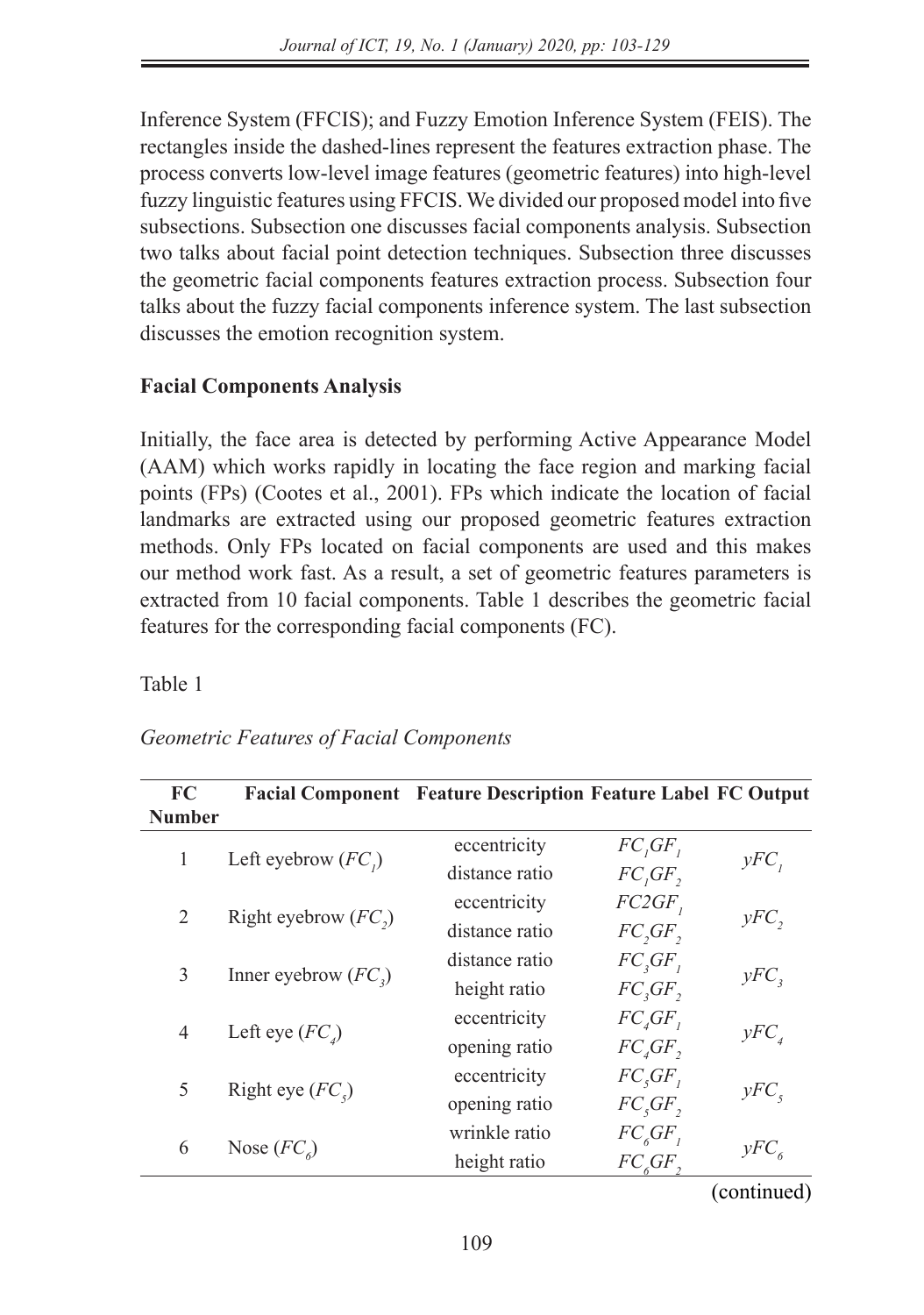Inference System (FFCIS); and Fuzzy Emotion Inference System (FEIS). The rectangles inside the dashed-lines represent the features extraction phase. The process converts low-level image features (geometric features) into high-level fuzzy linguistic features using FFCIS. We divided our proposed model into five subsections. Subsection one discusses facial components analysis. Subsection two talks about facial point detection techniques. Subsection three discusses the geometric facial components features extraction process. Subsection four talks about the fuzzy facial components inference system. The last subsection discusses the emotion recognition system.

**Facial Components Analysis**

Initially, the face area is detected by performing Active Appearance Model (AAM) which works rapidly in locating the face region and marking facial points (FPs) (Cootes et al., 2001). FPs which indicate the location of facial landmarks are extracted using our proposed geometric features extraction methods. Only FPs located on facial components are used and this makes our method work fast. As a result, a set of geometric features parameters is extracted from 10 facial components. Table 1 describes the geometric facial features for the corresponding facial components (FC).

Table 1

*Geometric Features of Facial Components*

| FC Number | Facial Component | Feature Description | Feature Label | FC Output |
|---|---|---|---|---|
| 1 | Left eyebrow ($FC_1$) | eccentricity | $FC_1GF_1$ | $yFC_1$ |
| | | distance ratio | $FC_1GF_2$ | |
| 2 | Right eyebrow ($FC_2$) | eccentricity | $FC2GF_1$ | $yFC_2$ |
| | | distance ratio | $FC_2GF_2$ | |
| 3 | Inner eyebrow ($FC_3$) | distance ratio | $FC_3GF_1$ | $yFC_3$ |
| | | height ratio | $FC_3GF_2$ | |
| 4 | Left eye ($FC_4$) | eccentricity | $FC_4GF_1$ | $yFC_4$ |
| | | opening ratio | $FC_4GF_2$ | |
| 5 | Right eye ($FC_5$) | eccentricity | $FC_5GF_1$ | $yFC_5$ |
| | | opening ratio | $FC_5GF_2$ | |
| 6 | Nose ($FC_6$) | wrinkle ratio | $FC_6GF_1$ | $yFC_6$ |
| | | height ratio | $FC_6GF_2$ | |

(continued)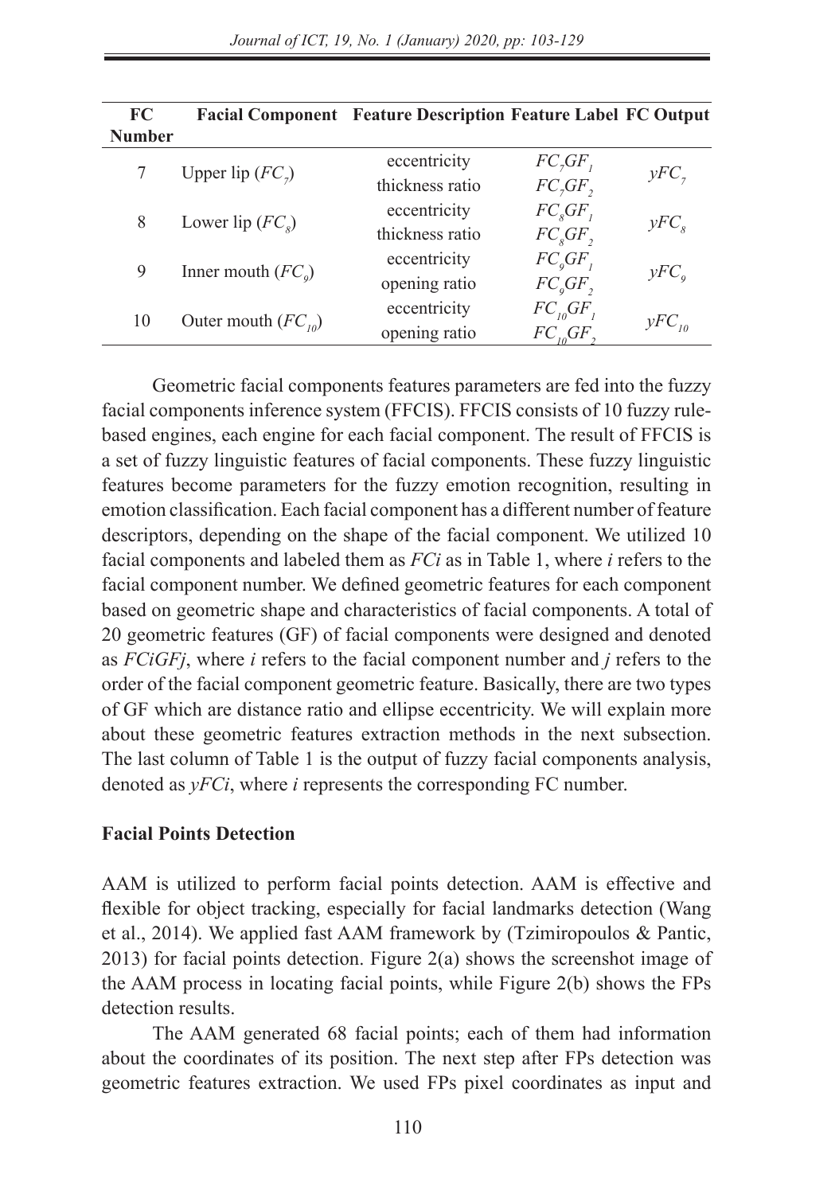| FC Number | Facial Component | Feature Description | Feature Label | FC Output |
|---|---|---|---|---|
| 7 | Upper lip ($FC_7$) | eccentricity | $FC_7GF_1$ | $yFC_7$ |
| | | thickness ratio | $FC_7GF_2$ | |
| 8 | Lower lip ($FC_8$) | eccentricity | $FC_8GF_1$ | $yFC_8$ |
| | | thickness ratio | $FC_8GF_2$ | |
| 9 | Inner mouth ($FC_9$) | eccentricity | $FC_9GF_1$ | $yFC_9$ |
| | | opening ratio | $FC_9GF_2$ | |
| 10 | Outer mouth ($FC_{10}$) | eccentricity | $FC_{10}GF_1$ | $yFC_{10}$ |
| | | opening ratio | $FC_{10}GF_2$ | |

Geometric facial components features parameters are fed into the fuzzy facial components inference system (FFCIS). FFCIS consists of 10 fuzzy rule-based engines, each engine for each facial component. The result of FFCIS is a set of fuzzy linguistic features of facial components. These fuzzy linguistic features become parameters for the fuzzy emotion recognition, resulting in emotion classification. Each facial component has a different number of feature descriptors, depending on the shape of the facial component. We utilized 10 facial components and labeled them as *FCi* as in Table 1, where *i* refers to the facial component number. We defined geometric features for each component based on geometric shape and characteristics of facial components. A total of 20 geometric features (GF) of facial components were designed and denoted as *FCiGFj*, where *i* refers to the facial component number and *j* refers to the order of the facial component geometric feature. Basically, there are two types of GF which are distance ratio and ellipse eccentricity. We will explain more about these geometric features extraction methods in the next subsection. The last column of Table 1 is the output of fuzzy facial components analysis, denoted as *yFCi*, where *i* represents the corresponding FC number.

## Facial Points Detection

AAM is utilized to perform facial points detection. AAM is effective and flexible for object tracking, especially for facial landmarks detection (Wang et al., 2014). We applied fast AAM framework by (Tzimiropoulos & Pantic, 2013) for facial points detection. Figure 2(a) shows the screenshot image of the AAM process in locating facial points, while Figure 2(b) shows the FPs detection results.

The AAM generated 68 facial points; each of them had information about the coordinates of its position. The next step after FPs detection was geometric features extraction. We used FPs pixel coordinates as input and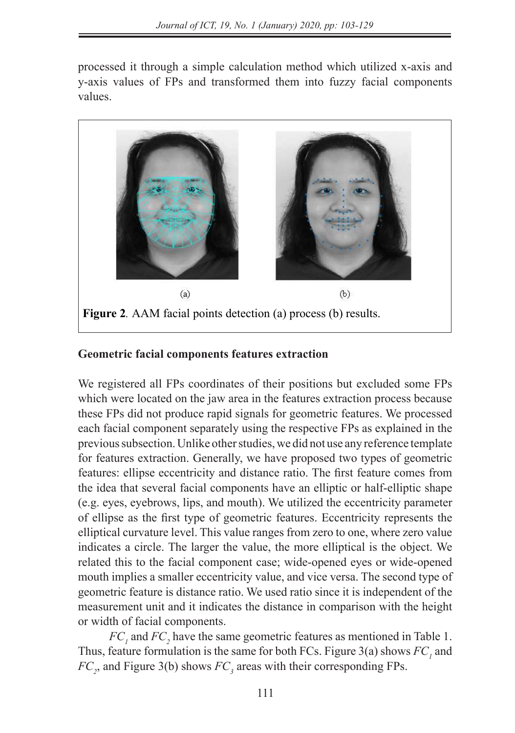processed it through a simple calculation method which utilized x-axis and y-axis values of FPs and transformed them into fuzzy facial components values.

(a) (b)

**Figure 2**. AAM facial points detection (a) process (b) results.

**Geometric facial components features extraction**

We registered all FPs coordinates of their positions but excluded some FPs which were located on the jaw area in the features extraction process because these FPs did not produce rapid signals for geometric features. We processed each facial component separately using the respective FPs as explained in the previous subsection. Unlike other studies, we did not use any reference template for features extraction. Generally, we have proposed two types of geometric features: ellipse eccentricity and distance ratio. The first feature comes from the idea that several facial components have an elliptic or half-elliptic shape (e.g. eyes, eyebrows, lips, and mouth). We utilized the eccentricity parameter of ellipse as the first type of geometric features. Eccentricity represents the elliptical curvature level. This value ranges from zero to one, where zero value indicates a circle. The larger the value, the more elliptical is the object. We related this to the facial component case; wide-opened eyes or wide-opened mouth implies a smaller eccentricity value, and vice versa. The second type of geometric feature is distance ratio. We used ratio since it is independent of the measurement unit and it indicates the distance in comparison with the height or width of facial components.

$FC_1$ and $FC_2$ have the same geometric features as mentioned in Table 1. Thus, feature formulation is the same for both FCs. Figure 3(a) shows $FC_1$ and $FC_2$, and Figure 3(b) shows $FC_3$ areas with their corresponding FPs.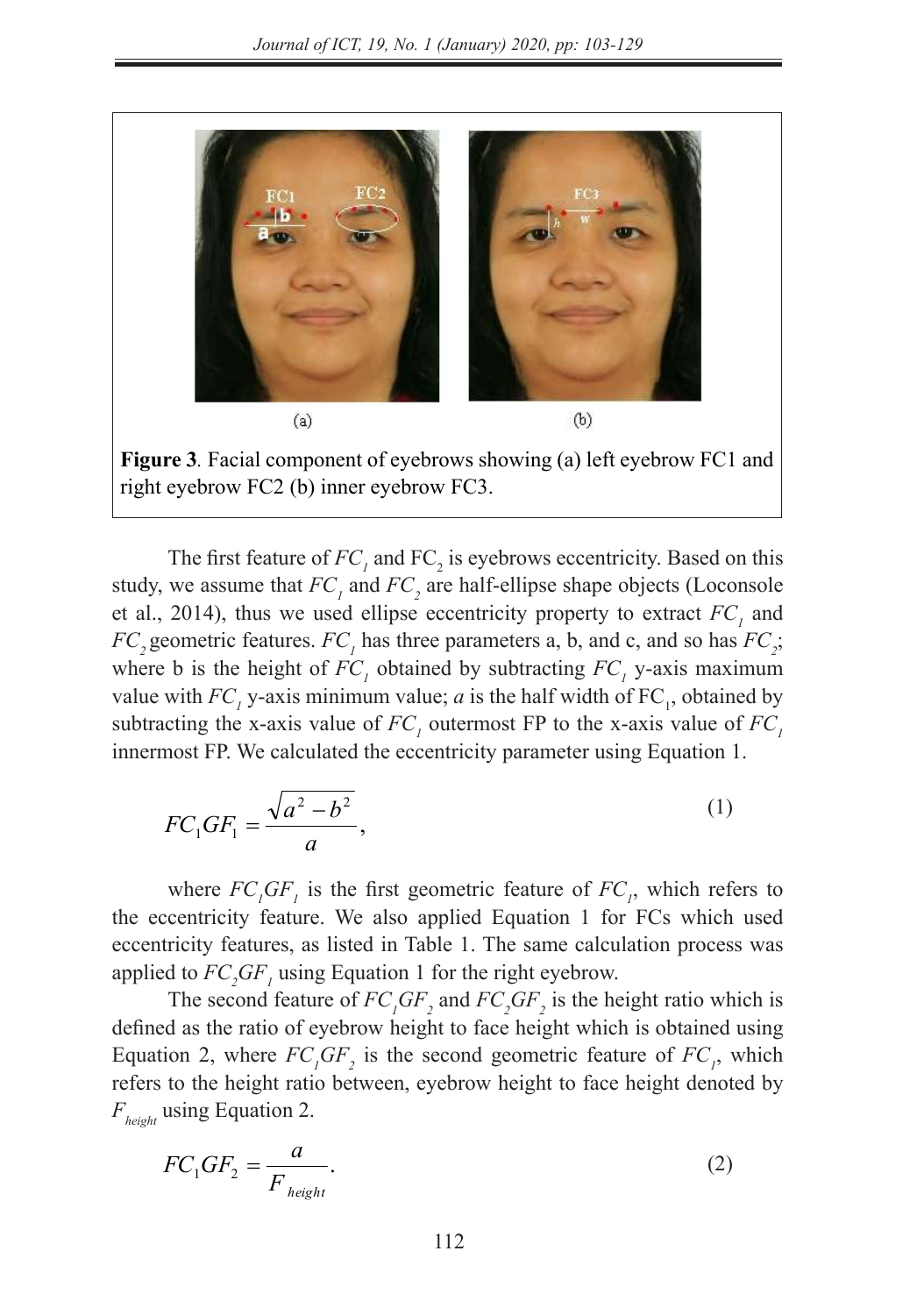**Figure 3**. Facial component of eyebrows showing (a) left eyebrow FC1 and right eyebrow FC2 (b) inner eyebrow FC3.

The first feature of $FC_1$ and $FC_2$ is eyebrows eccentricity. Based on this study, we assume that $FC_1$ and $FC_2$ are half-ellipse shape objects (Loconsole et al., 2014), thus we used ellipse eccentricity property to extract $FC_1$ and $FC_2$ geometric features. $FC_1$ has three parameters a, b, and c, and so has $FC_2$; where b is the height of $FC_1$ obtained by subtracting $FC_1$ y-axis maximum value with $FC_1$ y-axis minimum value; $a$ is the half width of $FC_1$, obtained by subtracting the x-axis value of $FC_1$ outermost FP to the x-axis value of $FC_1$ innermost FP. We calculated the eccentricity parameter using Equation 1.

$$FC_1GF_1 = \frac{\sqrt{a^2 - b^2}}{a}, \tag{1}$$

where $FC_1GF_1$ is the first geometric feature of $FC_1$, which refers to the eccentricity feature. We also applied Equation 1 for FCs which used eccentricity features, as listed in Table 1. The same calculation process was applied to $FC_2GF_1$ using Equation 1 for the right eyebrow.

The second feature of $FC_1GF_2$ and $FC_2GF_2$ is the height ratio which is defined as the ratio of eyebrow height to face height which is obtained using Equation 2, where $FC_1GF_2$ is the second geometric feature of $FC_1$, which refers to the height ratio between, eyebrow height to face height denoted by $F_{height}$ using Equation 2.

$$FC_1GF_2 = \frac{a}{F_{height}}. \tag{2}$$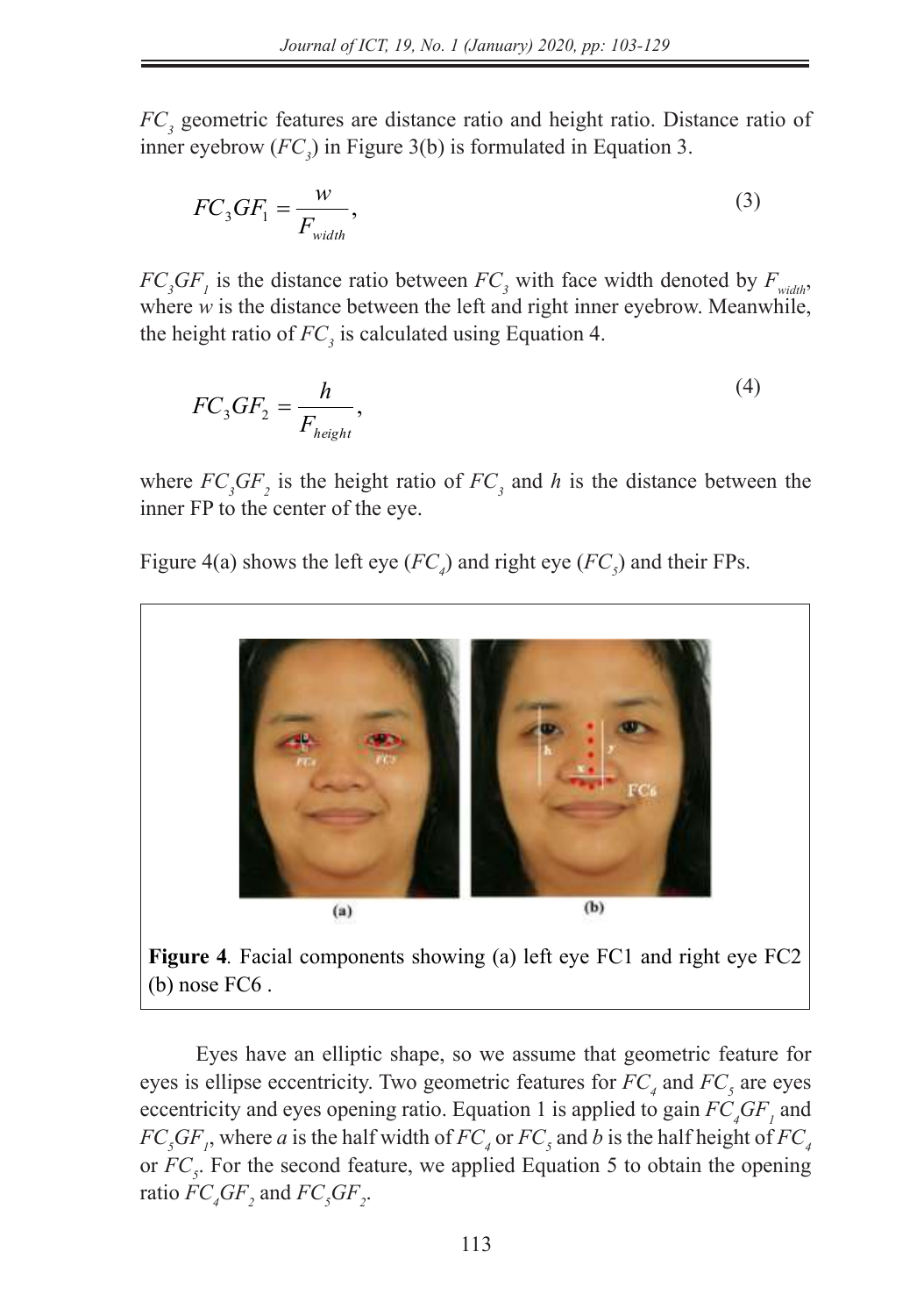$FC_3$ geometric features are distance ratio and height ratio. Distance ratio of inner eyebrow ($FC_3$) in Figure 3(b) is formulated in Equation 3.

$$FC_3GF_1 = \frac{w}{F_{width}}, \tag{3}$$

$FC_3GF_1$ is the distance ratio between $FC_3$ with face width denoted by $F_{width}$, where $w$ is the distance between the left and right inner eyebrow. Meanwhile, the height ratio of $FC_3$ is calculated using Equation 4.

$$FC_3GF_2 = \frac{h}{F_{height}}, \tag{4}$$

where $FC_3GF_2$ is the height ratio of $FC_3$ and $h$ is the distance between the inner FP to the center of the eye.

Figure 4(a) shows the left eye ($FC_4$) and right eye ($FC_5$) and their FPs.

**Figure 4**. Facial components showing (a) left eye FC1 and right eye FC2 (b) nose FC6 .

Eyes have an elliptic shape, so we assume that geometric feature for eyes is ellipse eccentricity. Two geometric features for $FC_4$ and $FC_5$ are eyes eccentricity and eyes opening ratio. Equation 1 is applied to gain $FC_4GF_1$ and $FC_5GF_1$, where $a$ is the half width of $FC_4$ or $FC_5$ and $b$ is the half height of $FC_4$ or $FC_5$. For the second feature, we applied Equation 5 to obtain the opening ratio $FC_4GF_2$ and $FC_5GF_2$.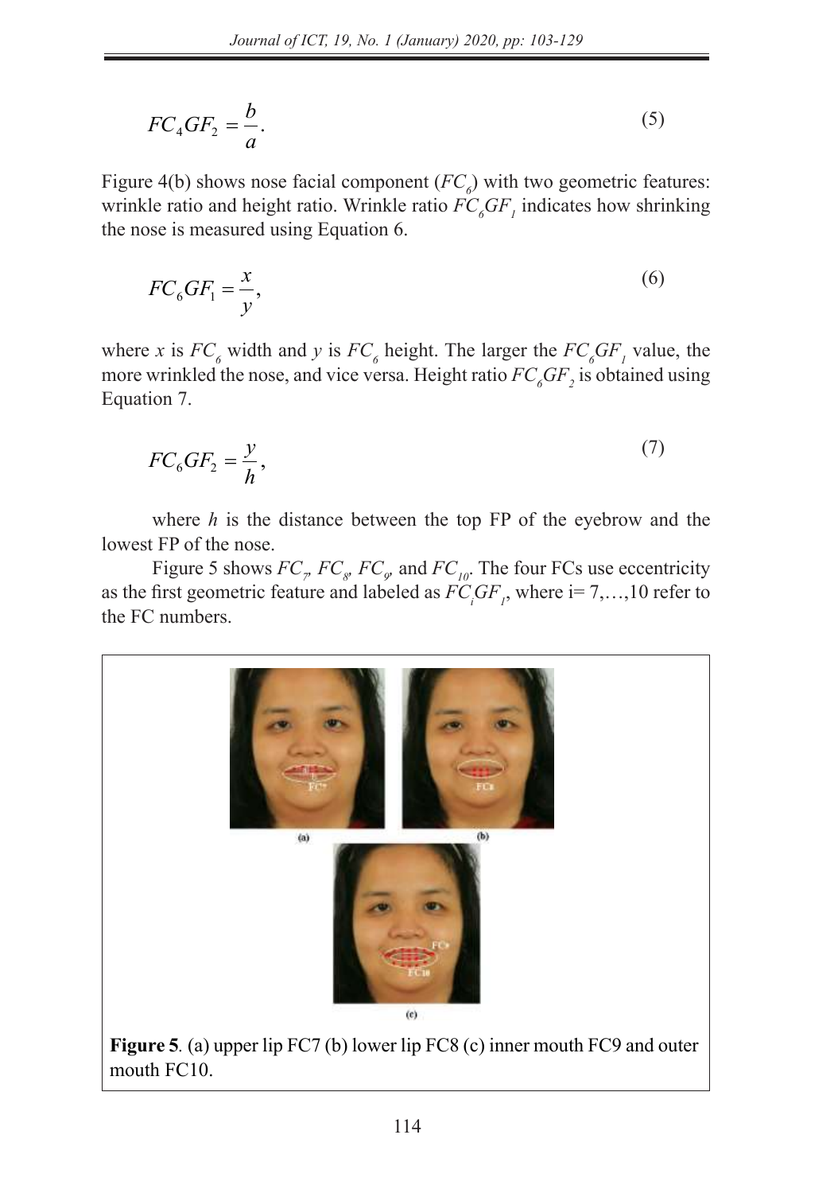$$FC_4GF_2 = \frac{b}{a}. \tag{5}$$

Figure 4(b) shows nose facial component ($FC_6$) with two geometric features: wrinkle ratio and height ratio. Wrinkle ratio $FC_6GF_1$ indicates how shrinking the nose is measured using Equation 6.

$$FC_6GF_1 = \frac{x}{y}, \tag{6}$$

where $x$ is $FC_6$ width and $y$ is $FC_6$ height. The larger the $FC_6GF_1$ value, the more wrinkled the nose, and vice versa. Height ratio $FC_6GF_2$ is obtained using Equation 7.

$$FC_6GF_2 = \frac{y}{h}, \tag{7}$$

where $h$ is the distance between the top FP of the eyebrow and the lowest FP of the nose.

Figure 5 shows $FC_7$, $FC_8$, $FC_9$, and $FC_{10}$. The four FCs use eccentricity as the first geometric feature and labeled as $FC_iGF_1$, where i= 7,…,10 refer to the FC numbers.

**Figure 5**. (a) upper lip FC7 (b) lower lip FC8 (c) inner mouth FC9 and outer mouth FC10.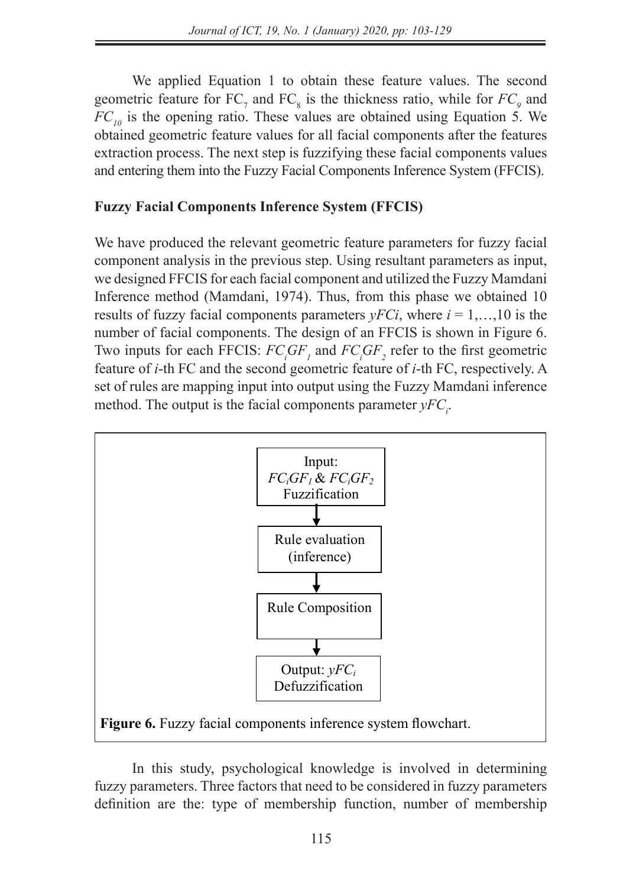We applied Equation 1 to obtain these feature values. The second geometric feature for $FC_7$ and $FC_8$ is the thickness ratio, while for $FC_9$ and $FC_{10}$ is the opening ratio. These values are obtained using Equation 5. We obtained geometric feature values for all facial components after the features extraction process. The next step is fuzzifying these facial components values and entering them into the Fuzzy Facial Components Inference System (FFCIS).

## Fuzzy Facial Components Inference System (FFCIS)

We have produced the relevant geometric feature parameters for fuzzy facial component analysis in the previous step. Using resultant parameters as input, we designed FFCIS for each facial component and utilized the Fuzzy Mamdani Inference method (Mamdani, 1974). Thus, from this phase we obtained 10 results of fuzzy facial components parameters $yFCi$, where $i = 1,\ldots,10$ is the number of facial components. The design of an FFCIS is shown in Figure 6. Two inputs for each FFCIS: $FC_iGF_1$ and $FC_iGF_2$ refer to the first geometric feature of *i*-th FC and the second geometric feature of *i*-th FC, respectively. A set of rules are mapping input into output using the Fuzzy Mamdani inference method. The output is the facial components parameter $yFC_i$.

Input: $FC_iGF_1$ & $FC_iGF_2$ Fuzzification
↓
Rule evaluation (inference)
↓
Rule Composition
↓
Output: $yFC_i$ Defuzzification

**Figure 6.** Fuzzy facial components inference system flowchart.

In this study, psychological knowledge is involved in determining fuzzy parameters. Three factors that need to be considered in fuzzy parameters definition are the: type of membership function, number of membership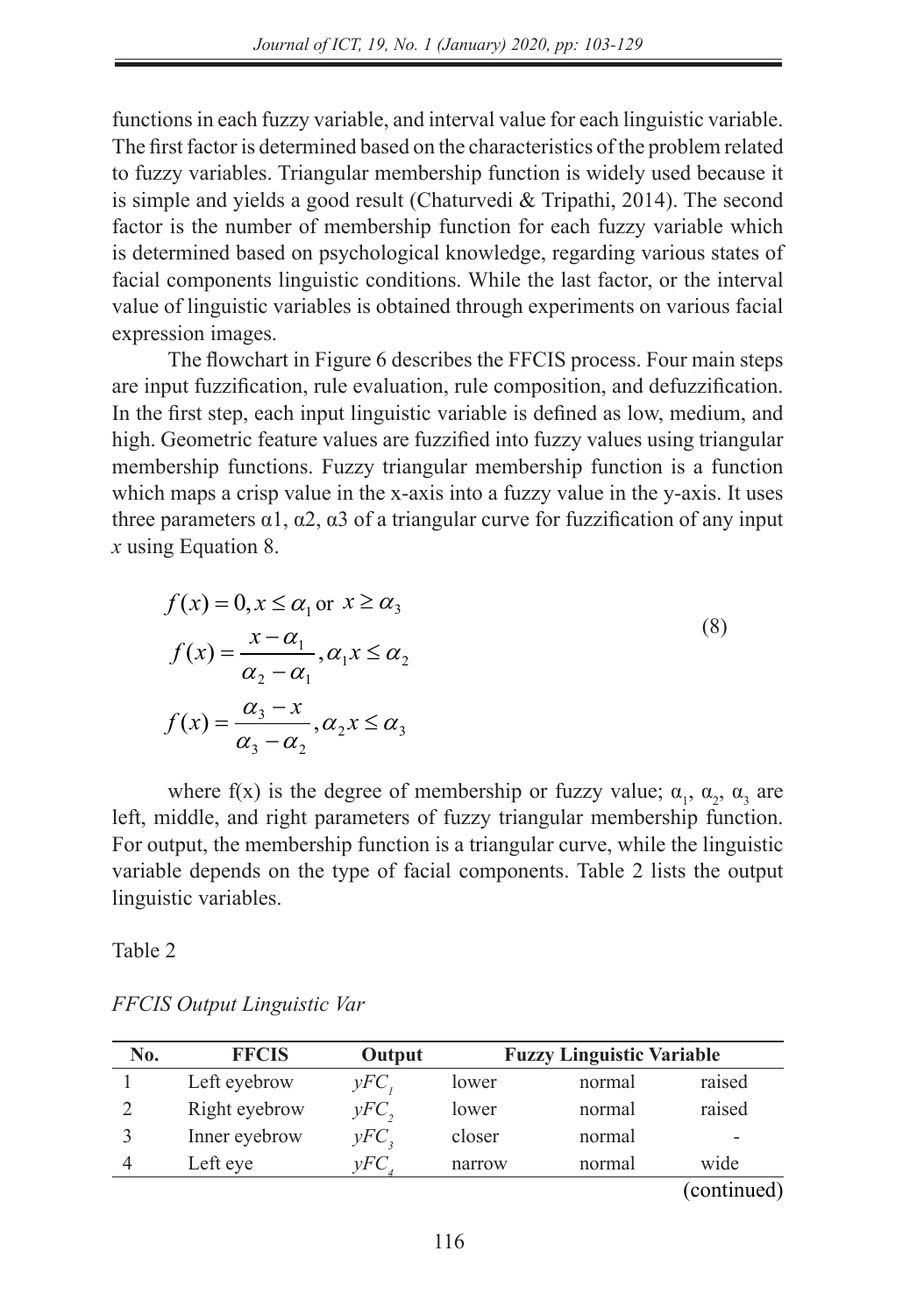functions in each fuzzy variable, and interval value for each linguistic variable. The first factor is determined based on the characteristics of the problem related to fuzzy variables. Triangular membership function is widely used because it is simple and yields a good result (Chaturvedi & Tripathi, 2014). The second factor is the number of membership function for each fuzzy variable which is determined based on psychological knowledge, regarding various states of facial components linguistic conditions. While the last factor, or the interval value of linguistic variables is obtained through experiments on various facial expression images.

The flowchart in Figure 6 describes the FFCIS process. Four main steps are input fuzzification, rule evaluation, rule composition, and defuzzification. In the first step, each input linguistic variable is defined as low, medium, and high. Geometric feature values are fuzzified into fuzzy values using triangular membership functions. Fuzzy triangular membership function is a function which maps a crisp value in the x-axis into a fuzzy value in the y-axis. It uses three parameters α1, α2, α3 of a triangular curve for fuzzification of any input $x$ using Equation 8.

$$
\begin{aligned}
f(x) &= 0, x \leq \alpha_1 \text{ or } x \geq \alpha_3 \\
f(x) &= \frac{x - \alpha_1}{\alpha_2 - \alpha_1}, \alpha_1 x \leq \alpha_2 \\
f(x) &= \frac{\alpha_3 - x}{\alpha_3 - \alpha_2}, \alpha_2 x \leq \alpha_3
\end{aligned} \tag{8}
$$

where f(x) is the degree of membership or fuzzy value; $\alpha_1$, $\alpha_2$, $\alpha_3$ are left, middle, and right parameters of fuzzy triangular membership function. For output, the membership function is a triangular curve, while the linguistic variable depends on the type of facial components. Table 2 lists the output linguistic variables.

Table 2

*FFCIS Output Linguistic Var*

| No. | FFCIS | Output | Fuzzy Linguistic Variable | | |
|---|---|---|---|---|---|
| 1 | Left eyebrow | $yFC_1$ | lower | normal | raised |
| 2 | Right eyebrow | $yFC_2$ | lower | normal | raised |
| 3 | Inner eyebrow | $yFC_3$ | closer | normal | - |
| 4 | Left eye | $yFC_4$ | narrow | normal | wide |

(continued)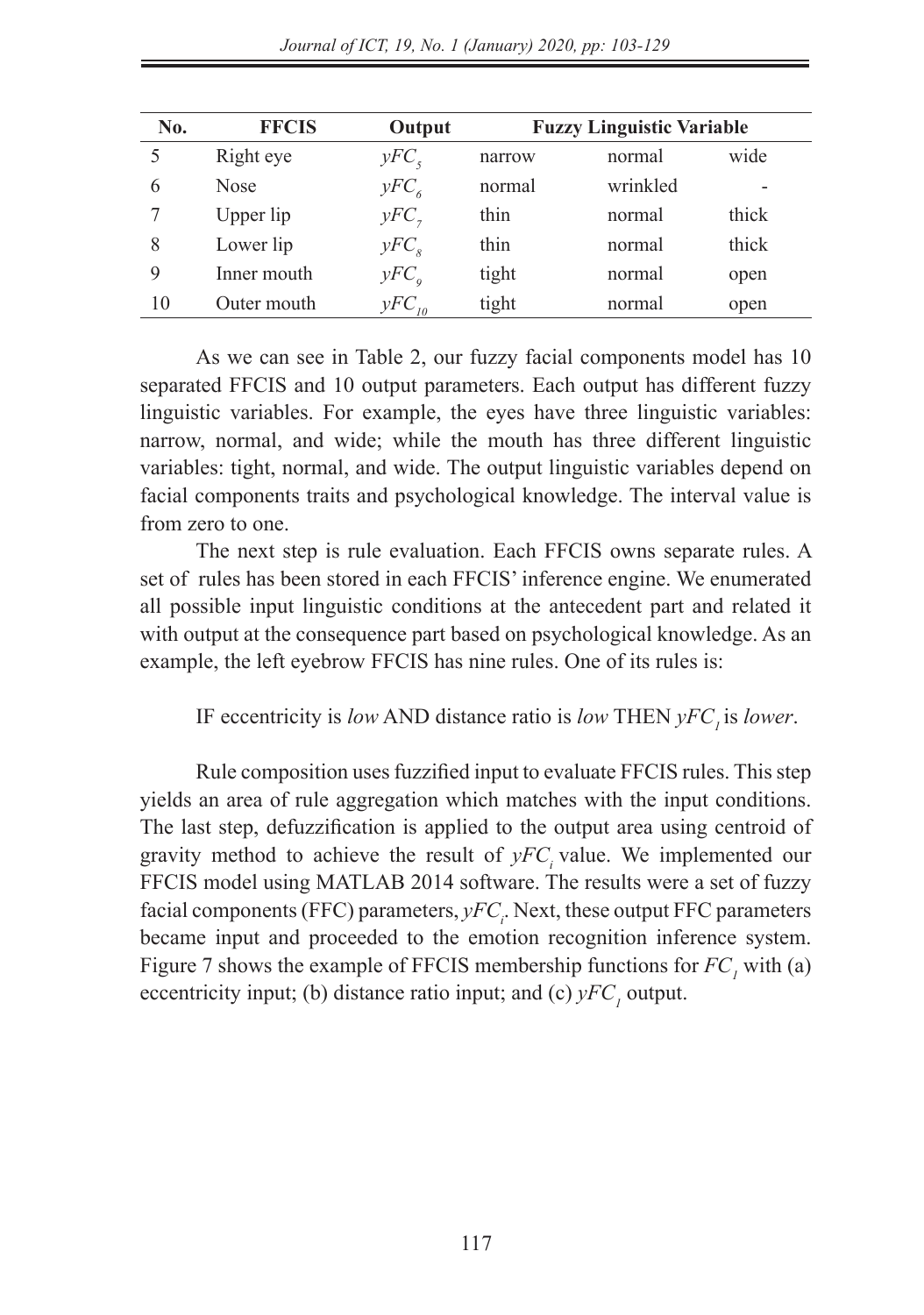| No. | FFCIS | Output | Fuzzy Linguistic Variable | | |
|---|---|---|---|---|---|
| 5 | Right eye | $yFC_5$ | narrow | normal | wide |
| 6 | Nose | $yFC_6$ | normal | wrinkled | - |
| 7 | Upper lip | $yFC_7$ | thin | normal | thick |
| 8 | Lower lip | $yFC_8$ | thin | normal | thick |
| 9 | Inner mouth | $yFC_9$ | tight | normal | open |
| 10 | Outer mouth | $yFC_{10}$ | tight | normal | open |

As we can see in Table 2, our fuzzy facial components model has 10 separated FFCIS and 10 output parameters. Each output has different fuzzy linguistic variables. For example, the eyes have three linguistic variables: narrow, normal, and wide; while the mouth has three different linguistic variables: tight, normal, and wide. The output linguistic variables depend on facial components traits and psychological knowledge. The interval value is from zero to one.

The next step is rule evaluation. Each FFCIS owns separate rules. A set of rules has been stored in each FFCIS' inference engine. We enumerated all possible input linguistic conditions at the antecedent part and related it with output at the consequence part based on psychological knowledge. As an example, the left eyebrow FFCIS has nine rules. One of its rules is:

IF eccentricity is *low* AND distance ratio is *low* THEN $yFC_1$ is *lower*.

Rule composition uses fuzzified input to evaluate FFCIS rules. This step yields an area of rule aggregation which matches with the input conditions. The last step, defuzzification is applied to the output area using centroid of gravity method to achieve the result of $yFC_i$ value. We implemented our FFCIS model using MATLAB 2014 software. The results were a set of fuzzy facial components (FFC) parameters, $yFC_i$. Next, these output FFC parameters became input and proceeded to the emotion recognition inference system. Figure 7 shows the example of FFCIS membership functions for $FC_1$ with (a) eccentricity input; (b) distance ratio input; and (c) $yFC_1$ output.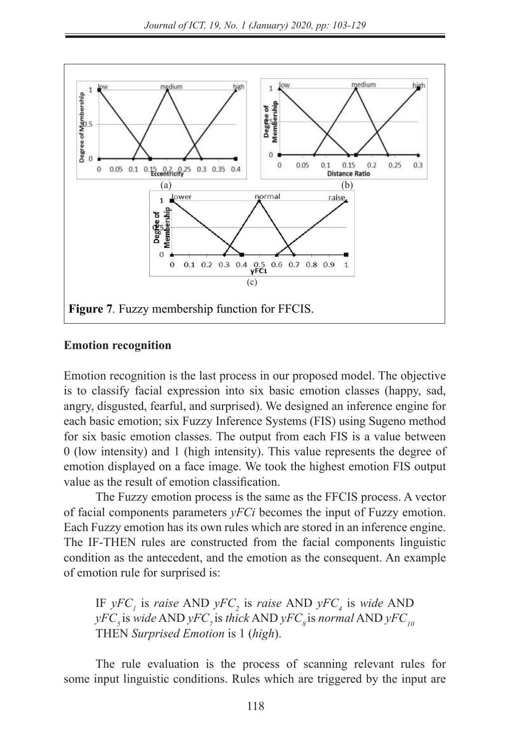**Figure 7**. Fuzzy membership function for FFCIS.

**Emotion recognition**

Emotion recognition is the last process in our proposed model. The objective is to classify facial expression into six basic emotion classes (happy, sad, angry, disgusted, fearful, and surprised). We designed an inference engine for each basic emotion; six Fuzzy Inference Systems (FIS) using Sugeno method for six basic emotion classes. The output from each FIS is a value between 0 (low intensity) and 1 (high intensity). This value represents the degree of emotion displayed on a face image. We took the highest emotion FIS output value as the result of emotion classification.

The Fuzzy emotion process is the same as the FFCIS process. A vector of facial components parameters $yFCi$ becomes the input of Fuzzy emotion. Each Fuzzy emotion has its own rules which are stored in an inference engine. The IF-THEN rules are constructed from the facial components linguistic condition as the antecedent, and the emotion as the consequent. An example of emotion rule for surprised is:

> IF $yFC_1$ is *raise* AND $yFC_2$ is *raise* AND $yFC_4$ is *wide* AND $yFC_5$ is *wide* AND $yFC_7$ is *thick* AND $yFC_8$ is *normal* AND $yFC_{10}$ THEN *Surprised Emotion* is 1 (*high*).

The rule evaluation is the process of scanning relevant rules for some input linguistic conditions. Rules which are triggered by the input are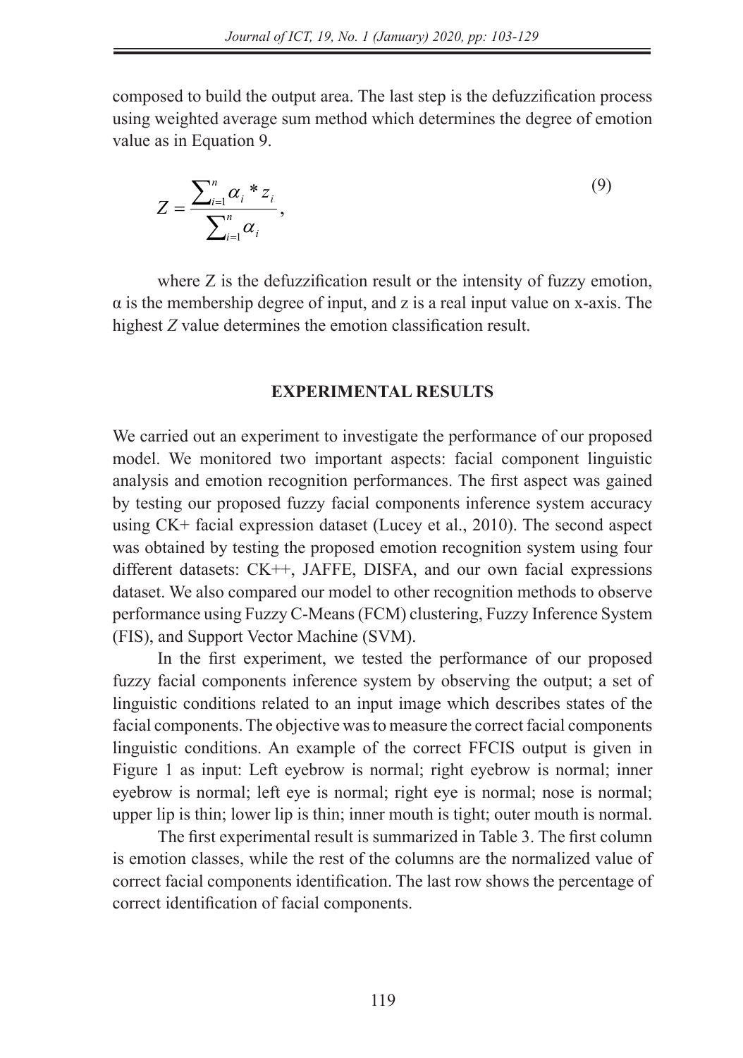composed to build the output area. The last step is the defuzzification process using weighted average sum method which determines the degree of emotion value as in Equation 9.

$$Z = \frac{\sum_{i=1}^{n} \alpha_i * z_i}{\sum_{i=1}^{n} \alpha_i}, \tag{9}$$

where Z is the defuzzification result or the intensity of fuzzy emotion, α is the membership degree of input, and z is a real input value on x-axis. The highest *Z* value determines the emotion classification result.

## EXPERIMENTAL RESULTS

We carried out an experiment to investigate the performance of our proposed model. We monitored two important aspects: facial component linguistic analysis and emotion recognition performances. The first aspect was gained by testing our proposed fuzzy facial components inference system accuracy using CK+ facial expression dataset (Lucey et al., 2010). The second aspect was obtained by testing the proposed emotion recognition system using four different datasets: CK++, JAFFE, DISFA, and our own facial expressions dataset. We also compared our model to other recognition methods to observe performance using Fuzzy C-Means (FCM) clustering, Fuzzy Inference System (FIS), and Support Vector Machine (SVM).

In the first experiment, we tested the performance of our proposed fuzzy facial components inference system by observing the output; a set of linguistic conditions related to an input image which describes states of the facial components. The objective was to measure the correct facial components linguistic conditions. An example of the correct FFCIS output is given in Figure 1 as input: Left eyebrow is normal; right eyebrow is normal; inner eyebrow is normal; left eye is normal; right eye is normal; nose is normal; upper lip is thin; lower lip is thin; inner mouth is tight; outer mouth is normal.

The first experimental result is summarized in Table 3. The first column is emotion classes, while the rest of the columns are the normalized value of correct facial components identification. The last row shows the percentage of correct identification of facial components.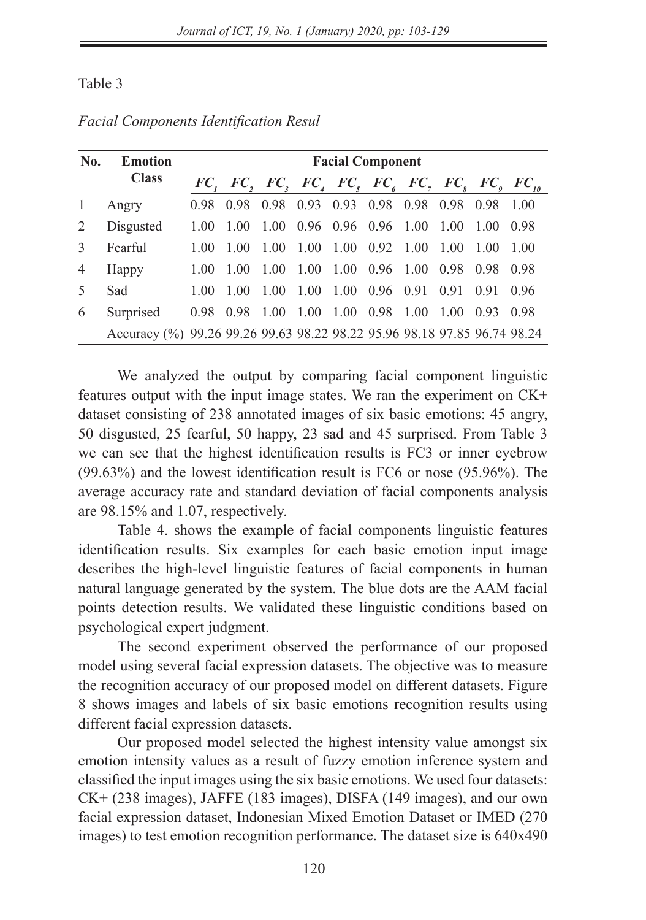Table 3

*Facial Components Identification Resul*

| No. | Emotion Class | Facial Component | | | | | | | | | |
|---|---|---|---|---|---|---|---|---|---|---|---|
| | | $FC_1$ | $FC_2$ | $FC_3$ | $FC_4$ | $FC_5$ | $FC_6$ | $FC_7$ | $FC_8$ | $FC_9$ | $FC_{10}$ |
| 1 | Angry | 0.98 | 0.98 | 0.98 | 0.93 | 0.93 | 0.98 | 0.98 | 0.98 | 0.98 | 1.00 |
| 2 | Disgusted | 1.00 | 1.00 | 1.00 | 0.96 | 0.96 | 0.96 | 1.00 | 1.00 | 1.00 | 0.98 |
| 3 | Fearful | 1.00 | 1.00 | 1.00 | 1.00 | 1.00 | 0.92 | 1.00 | 1.00 | 1.00 | 1.00 |
| 4 | Happy | 1.00 | 1.00 | 1.00 | 1.00 | 1.00 | 0.96 | 1.00 | 0.98 | 0.98 | 0.98 |
| 5 | Sad | 1.00 | 1.00 | 1.00 | 1.00 | 1.00 | 0.96 | 0.91 | 0.91 | 0.91 | 0.96 |
| 6 | Surprised | 0.98 | 0.98 | 1.00 | 1.00 | 1.00 | 0.98 | 1.00 | 1.00 | 0.93 | 0.98 |
| | Accuracy (%) | 99.26 | 99.26 | 99.63 | 98.22 | 98.22 | 95.96 | 98.18 | 97.85 | 96.74 | 98.24 |

We analyzed the output by comparing facial component linguistic features output with the input image states. We ran the experiment on CK+ dataset consisting of 238 annotated images of six basic emotions: 45 angry, 50 disgusted, 25 fearful, 50 happy, 23 sad and 45 surprised. From Table 3 we can see that the highest identification results is FC3 or inner eyebrow (99.63%) and the lowest identification result is FC6 or nose (95.96%). The average accuracy rate and standard deviation of facial components analysis are 98.15% and 1.07, respectively.

Table 4. shows the example of facial components linguistic features identification results. Six examples for each basic emotion input image describes the high-level linguistic features of facial components in human natural language generated by the system. The blue dots are the AAM facial points detection results. We validated these linguistic conditions based on psychological expert judgment.

The second experiment observed the performance of our proposed model using several facial expression datasets. The objective was to measure the recognition accuracy of our proposed model on different datasets. Figure 8 shows images and labels of six basic emotions recognition results using different facial expression datasets.

Our proposed model selected the highest intensity value amongst six emotion intensity values as a result of fuzzy emotion inference system and classified the input images using the six basic emotions. We used four datasets: CK+ (238 images), JAFFE (183 images), DISFA (149 images), and our own facial expression dataset, Indonesian Mixed Emotion Dataset or IMED (270 images) to test emotion recognition performance. The dataset size is 640x490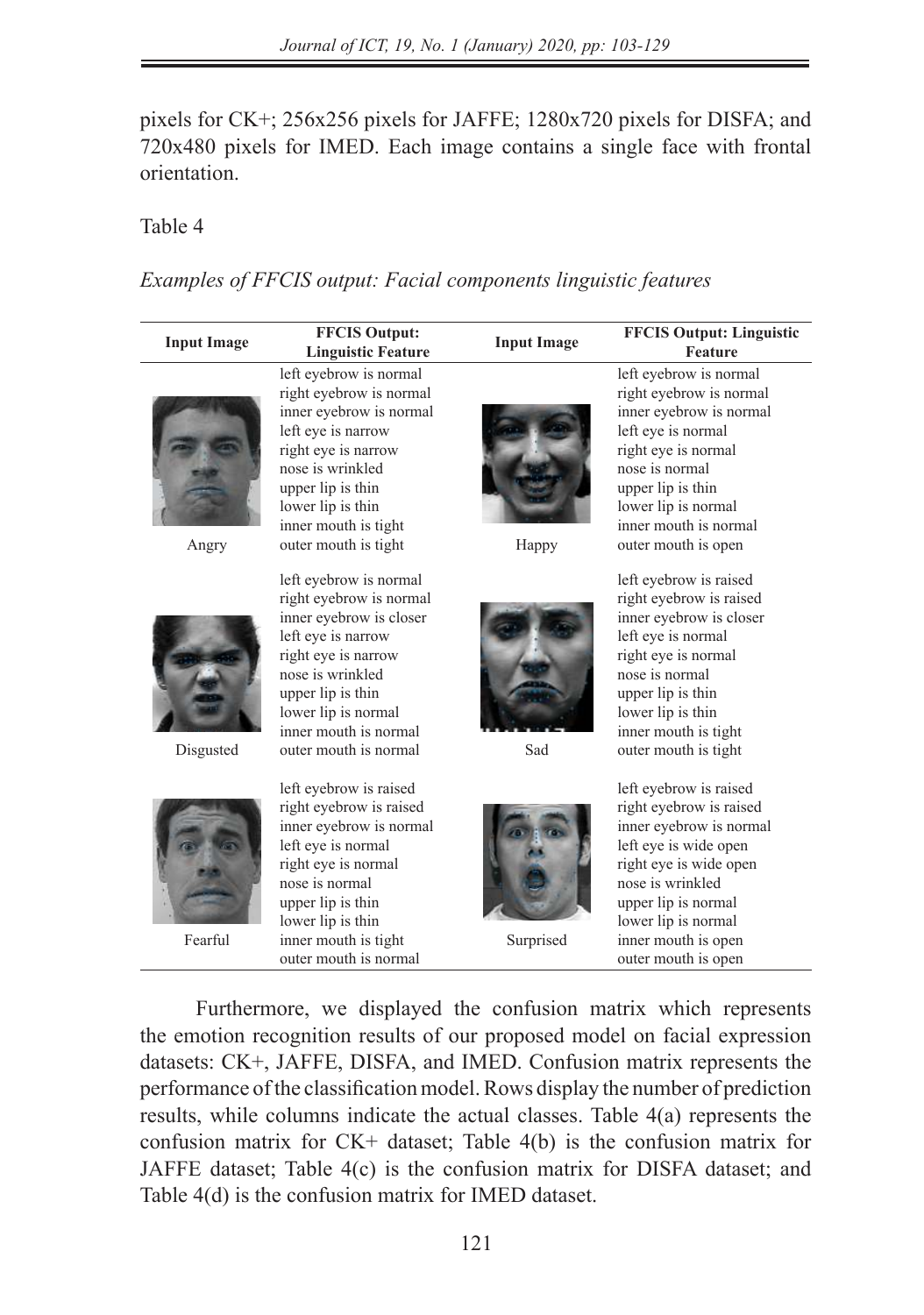pixels for CK+; 256x256 pixels for JAFFE; 1280x720 pixels for DISFA; and 720x480 pixels for IMED. Each image contains a single face with frontal orientation.

Table 4

*Examples of FFCIS output: Facial components linguistic features*

| Input Image | FFCIS Output: Linguistic Feature | Input Image | FFCIS Output: Linguistic Feature |
|---|---|---|---|
| Angry | left eyebrow is normal<br>right eyebrow is normal<br>inner eyebrow is normal<br>left eye is narrow<br>right eye is narrow<br>nose is wrinkled<br>upper lip is thin<br>lower lip is thin<br>inner mouth is tight<br>outer mouth is tight | Happy | left eyebrow is normal<br>right eyebrow is normal<br>inner eyebrow is normal<br>left eye is normal<br>right eye is normal<br>nose is normal<br>upper lip is thin<br>lower lip is normal<br>inner mouth is normal<br>outer mouth is open |
| Disgusted | left eyebrow is normal<br>right eyebrow is normal<br>inner eyebrow is closer<br>left eye is narrow<br>right eye is narrow<br>nose is wrinkled<br>upper lip is thin<br>lower lip is normal<br>inner mouth is normal<br>outer mouth is normal | Sad | left eyebrow is raised<br>right eyebrow is raised<br>inner eyebrow is closer<br>left eye is normal<br>right eye is normal<br>nose is normal<br>upper lip is thin<br>lower lip is thin<br>inner mouth is tight<br>outer mouth is tight |
| Fearful | left eyebrow is raised<br>right eyebrow is raised<br>inner eyebrow is normal<br>left eye is normal<br>right eye is normal<br>nose is normal<br>upper lip is thin<br>lower lip is thin<br>inner mouth is tight<br>outer mouth is normal | Surprised | left eyebrow is raised<br>right eyebrow is raised<br>inner eyebrow is normal<br>left eye is wide open<br>right eye is wide open<br>nose is wrinkled<br>upper lip is normal<br>lower lip is normal<br>inner mouth is open<br>outer mouth is open |

Furthermore, we displayed the confusion matrix which represents the emotion recognition results of our proposed model on facial expression datasets: CK+, JAFFE, DISFA, and IMED. Confusion matrix represents the performance of the classification model. Rows display the number of prediction results, while columns indicate the actual classes. Table 4(a) represents the confusion matrix for CK+ dataset; Table 4(b) is the confusion matrix for JAFFE dataset; Table 4(c) is the confusion matrix for DISFA dataset; and Table 4(d) is the confusion matrix for IMED dataset.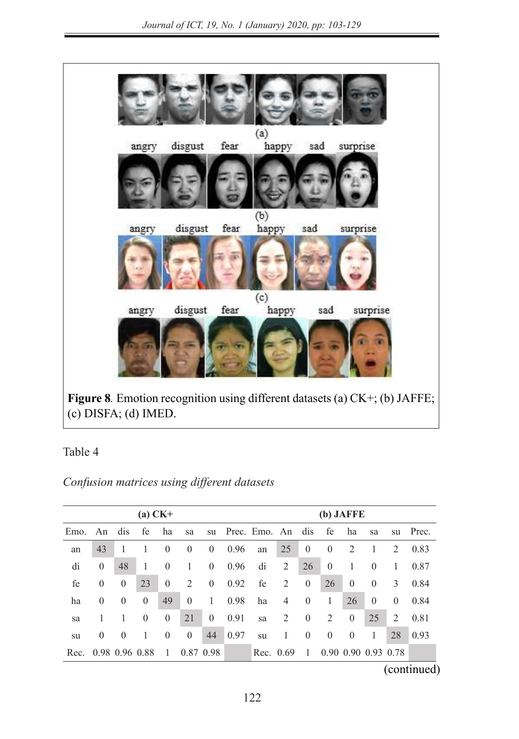angry disgust fear happy sad surprise

(a)

angry disgust fear happy sad surprise

(b)

angry disgust fear happy sad surprise

(c)

angry disgust fear happy sad surprise

(d)

**Figure 8**. Emotion recognition using different datasets (a) CK+; (b) JAFFE; (c) DISFA; (d) IMED.

Table 4

*Confusion matrices using different datasets*

| | | | **(a) CK+** | | | | | | | | **(b) JAFFE** | | | | |
|---|---|---|---|---|---|---|---|---|---|---|---|---|---|---|---|
| Emo. | An | dis | fe | ha | sa | su | Prec. | Emo. | An | dis | fe | ha | sa | su | Prec. |
| an | 43 | 1 | 1 | 0 | 0 | 0 | 0.96 | an | 25 | 0 | 0 | 2 | 1 | 2 | 0.83 |
| di | 0 | 48 | 1 | 0 | 1 | 0 | 0.96 | di | 2 | 26 | 0 | 1 | 0 | 1 | 0.87 |
| fe | 0 | 0 | 23 | 0 | 2 | 0 | 0.92 | fe | 2 | 0 | 26 | 0 | 0 | 3 | 0.84 |
| ha | 0 | 0 | 0 | 49 | 0 | 1 | 0.98 | ha | 4 | 0 | 1 | 26 | 0 | 0 | 0.84 |
| sa | 1 | 1 | 0 | 0 | 21 | 0 | 0.91 | sa | 2 | 0 | 2 | 0 | 25 | 2 | 0.81 |
| su | 0 | 0 | 1 | 0 | 0 | 44 | 0.97 | su | 1 | 0 | 0 | 0 | 1 | 28 | 0.93 |
| Rec. | 0.98 | 0.96 | 0.88 | 1 | 0.87 | 0.98 | | Rec. | 0.69 | 1 | 0.90 | 0.90 | 0.93 | 0.78 | |

(continued)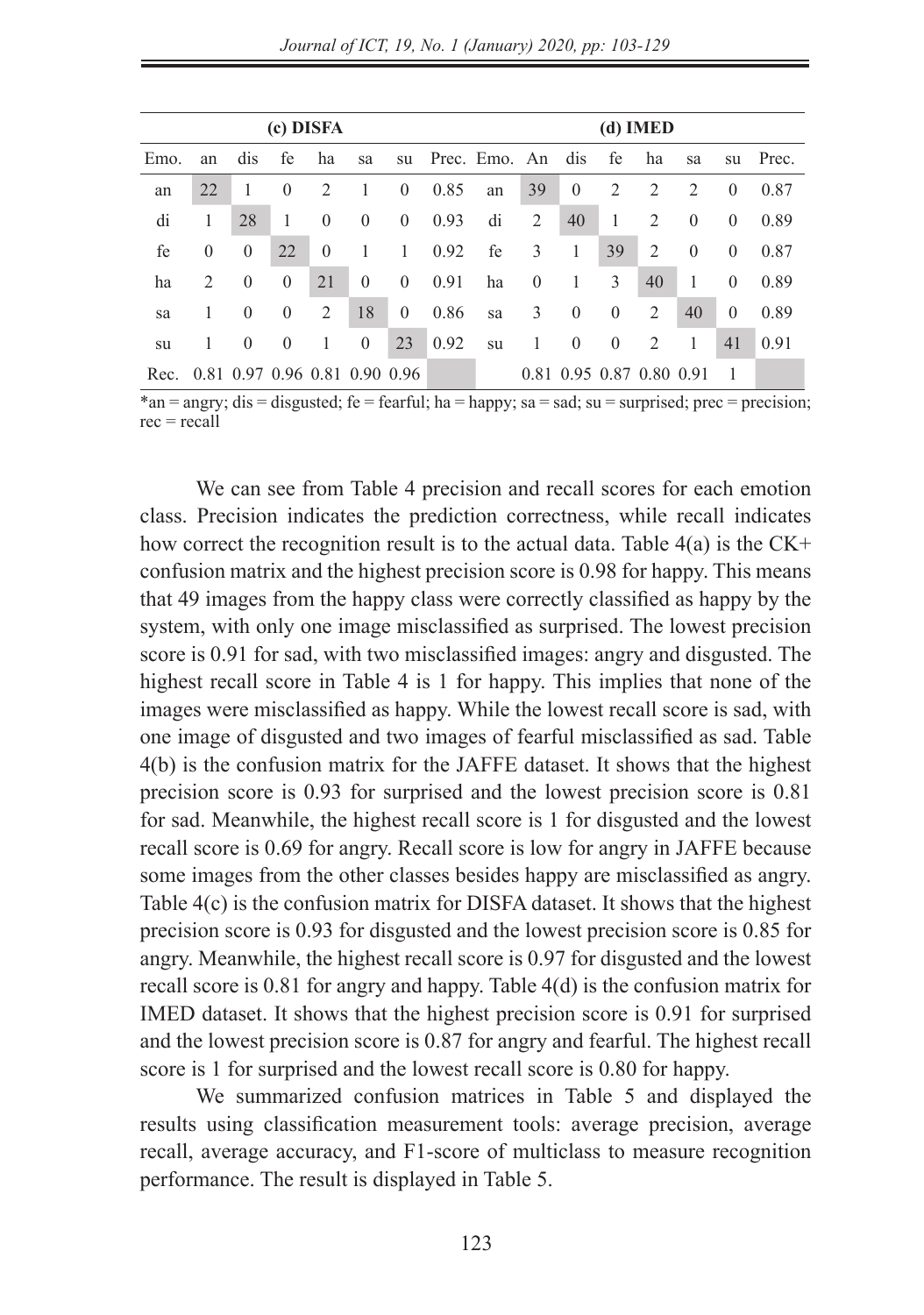| (c) DISFA | | | | | | | | (d) IMED | | | | | | | |
|---|---|---|---|---|---|---|---|---|---|---|---|---|---|---|---|
| Emo. | an | dis | fe | ha | sa | su | Prec. | Emo. | An | dis | fe | ha | sa | su | Prec. |
| an | 22 | 1 | 0 | 2 | 1 | 0 | 0.85 | an | 39 | 0 | 2 | 2 | 2 | 0 | 0.87 |
| di | 1 | 28 | 1 | 0 | 0 | 0 | 0.93 | di | 2 | 40 | 1 | 2 | 0 | 0 | 0.89 |
| fe | 0 | 0 | 22 | 0 | 1 | 1 | 0.92 | fe | 3 | 1 | 39 | 2 | 0 | 0 | 0.87 |
| ha | 2 | 0 | 0 | 21 | 0 | 0 | 0.91 | ha | 0 | 1 | 3 | 40 | 1 | 0 | 0.89 |
| sa | 1 | 0 | 0 | 2 | 18 | 0 | 0.86 | sa | 3 | 0 | 0 | 2 | 40 | 0 | 0.89 |
| su | 1 | 0 | 0 | 1 | 0 | 23 | 0.92 | su | 1 | 0 | 0 | 2 | 1 | 41 | 0.91 |
| Rec. | 0.81 | 0.97 | 0.96 | 0.81 | 0.90 | 0.96 | | | 0.81 | 0.95 | 0.87 | 0.80 | 0.91 | 1 | |

*an = angry; dis = disgusted; fe = fearful; ha = happy; sa = sad; su = surprised; prec = precision; rec = recall

We can see from Table 4 precision and recall scores for each emotion class. Precision indicates the prediction correctness, while recall indicates how correct the recognition result is to the actual data. Table 4(a) is the CK+ confusion matrix and the highest precision score is 0.98 for happy. This means that 49 images from the happy class were correctly classified as happy by the system, with only one image misclassified as surprised. The lowest precision score is 0.91 for sad, with two misclassified images: angry and disgusted. The highest recall score in Table 4 is 1 for happy. This implies that none of the images were misclassified as happy. While the lowest recall score is sad, with one image of disgusted and two images of fearful misclassified as sad. Table 4(b) is the confusion matrix for the JAFFE dataset. It shows that the highest precision score is 0.93 for surprised and the lowest precision score is 0.81 for sad. Meanwhile, the highest recall score is 1 for disgusted and the lowest recall score is 0.69 for angry. Recall score is low for angry in JAFFE because some images from the other classes besides happy are misclassified as angry. Table 4(c) is the confusion matrix for DISFA dataset. It shows that the highest precision score is 0.93 for disgusted and the lowest precision score is 0.85 for angry. Meanwhile, the highest recall score is 0.97 for disgusted and the lowest recall score is 0.81 for angry and happy. Table 4(d) is the confusion matrix for IMED dataset. It shows that the highest precision score is 0.91 for surprised and the lowest precision score is 0.87 for angry and fearful. The highest recall score is 1 for surprised and the lowest recall score is 0.80 for happy.

We summarized confusion matrices in Table 5 and displayed the results using classification measurement tools: average precision, average recall, average accuracy, and F1-score of multiclass to measure recognition performance. The result is displayed in Table 5.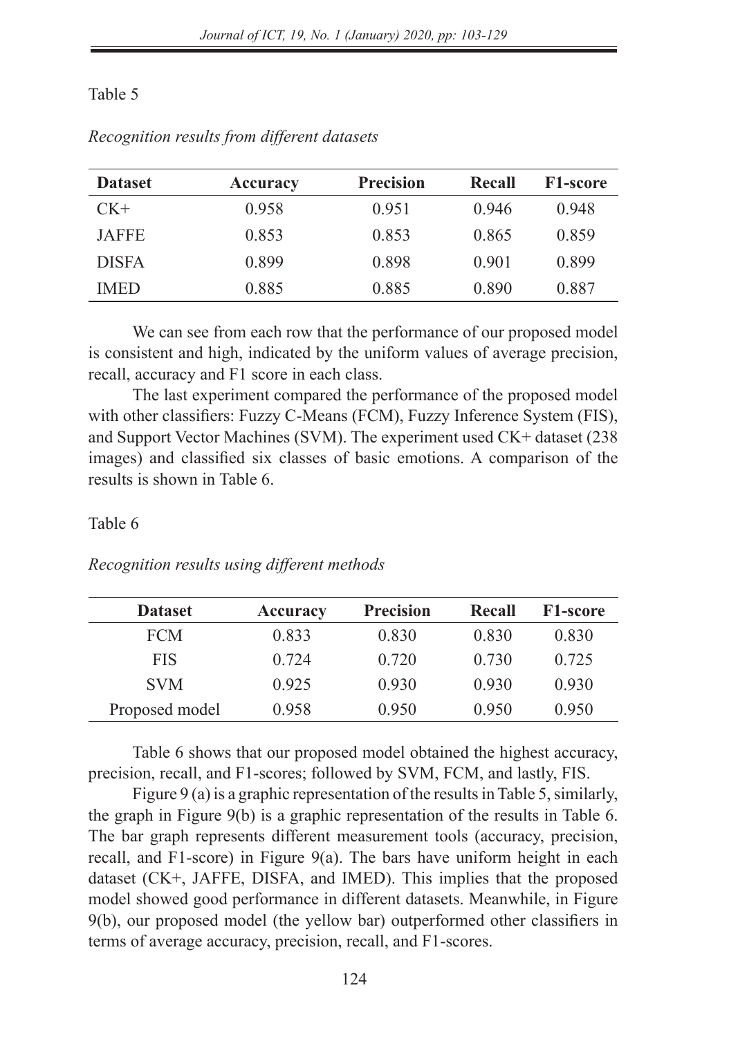Table 5

*Recognition results from different datasets*

| Dataset | Accuracy | Precision | Recall | F1-score |
|---|---|---|---|---|
| CK+ | 0.958 | 0.951 | 0.946 | 0.948 |
| JAFFE | 0.853 | 0.853 | 0.865 | 0.859 |
| DISFA | 0.899 | 0.898 | 0.901 | 0.899 |
| IMED | 0.885 | 0.885 | 0.890 | 0.887 |

We can see from each row that the performance of our proposed model is consistent and high, indicated by the uniform values of average precision, recall, accuracy and F1 score in each class.

The last experiment compared the performance of the proposed model with other classifiers: Fuzzy C-Means (FCM), Fuzzy Inference System (FIS), and Support Vector Machines (SVM). The experiment used CK+ dataset (238 images) and classified six classes of basic emotions. A comparison of the results is shown in Table 6.

Table 6

*Recognition results using different methods*

| Dataset | Accuracy | Precision | Recall | F1-score |
|---|---|---|---|---|
| FCM | 0.833 | 0.830 | 0.830 | 0.830 |
| FIS | 0.724 | 0.720 | 0.730 | 0.725 |
| SVM | 0.925 | 0.930 | 0.930 | 0.930 |
| Proposed model | 0.958 | 0.950 | 0.950 | 0.950 |

Table 6 shows that our proposed model obtained the highest accuracy, precision, recall, and F1-scores; followed by SVM, FCM, and lastly, FIS.

Figure 9 (a) is a graphic representation of the results in Table 5, similarly, the graph in Figure 9(b) is a graphic representation of the results in Table 6. The bar graph represents different measurement tools (accuracy, precision, recall, and F1-score) in Figure 9(a). The bars have uniform height in each dataset (CK+, JAFFE, DISFA, and IMED). This implies that the proposed model showed good performance in different datasets. Meanwhile, in Figure 9(b), our proposed model (the yellow bar) outperformed other classifiers in terms of average accuracy, precision, recall, and F1-scores.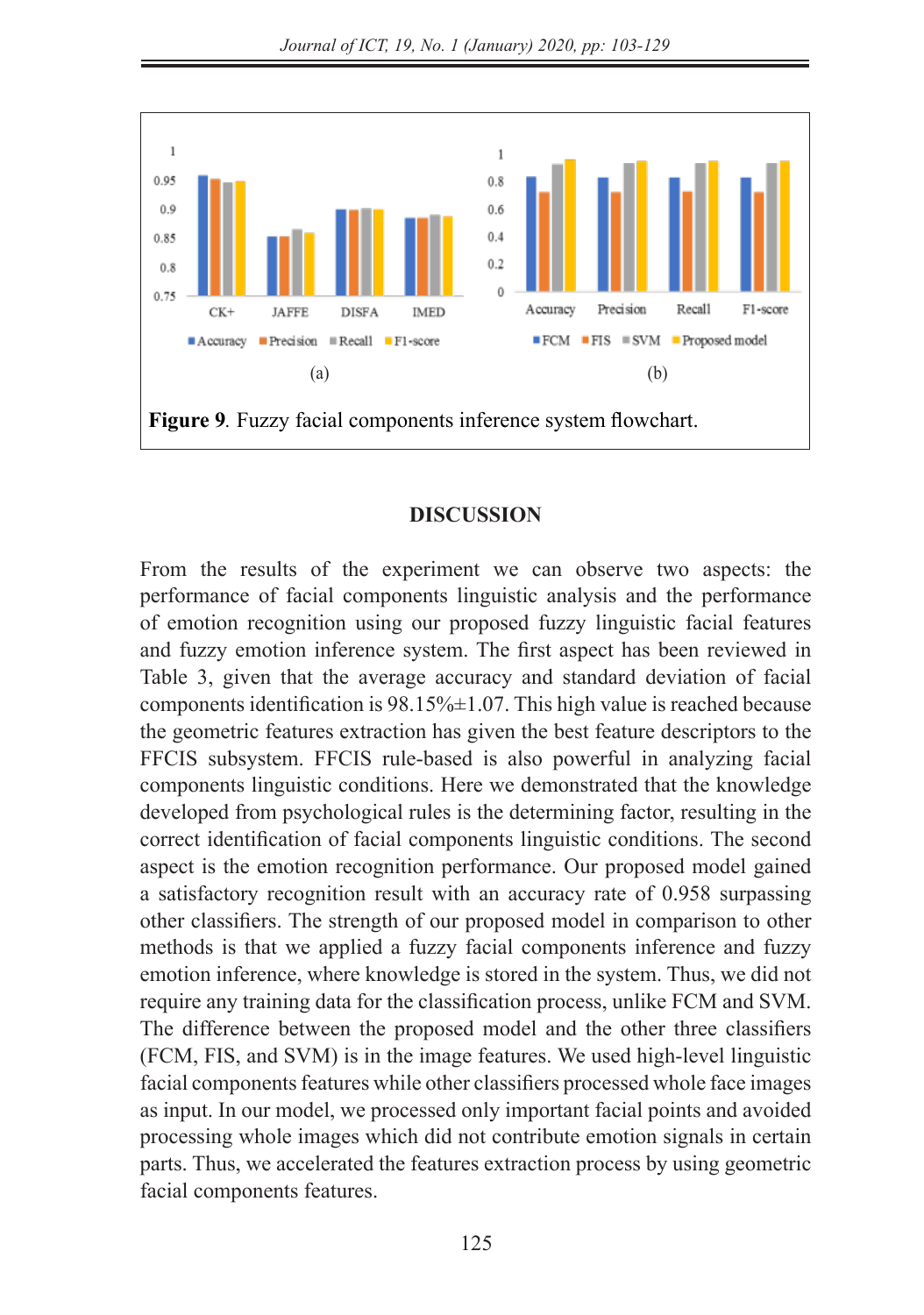**Figure 9**. Fuzzy facial components inference system flowchart.

## DISCUSSION

From the results of the experiment we can observe two aspects: the performance of facial components linguistic analysis and the performance of emotion recognition using our proposed fuzzy linguistic facial features and fuzzy emotion inference system. The first aspect has been reviewed in Table 3, given that the average accuracy and standard deviation of facial components identification is 98.15%±1.07. This high value is reached because the geometric features extraction has given the best feature descriptors to the FFCIS subsystem. FFCIS rule-based is also powerful in analyzing facial components linguistic conditions. Here we demonstrated that the knowledge developed from psychological rules is the determining factor, resulting in the correct identification of facial components linguistic conditions. The second aspect is the emotion recognition performance. Our proposed model gained a satisfactory recognition result with an accuracy rate of 0.958 surpassing other classifiers. The strength of our proposed model in comparison to other methods is that we applied a fuzzy facial components inference and fuzzy emotion inference, where knowledge is stored in the system. Thus, we did not require any training data for the classification process, unlike FCM and SVM. The difference between the proposed model and the other three classifiers (FCM, FIS, and SVM) is in the image features. We used high-level linguistic facial components features while other classifiers processed whole face images as input. In our model, we processed only important facial points and avoided processing whole images which did not contribute emotion signals in certain parts. Thus, we accelerated the features extraction process by using geometric facial components features.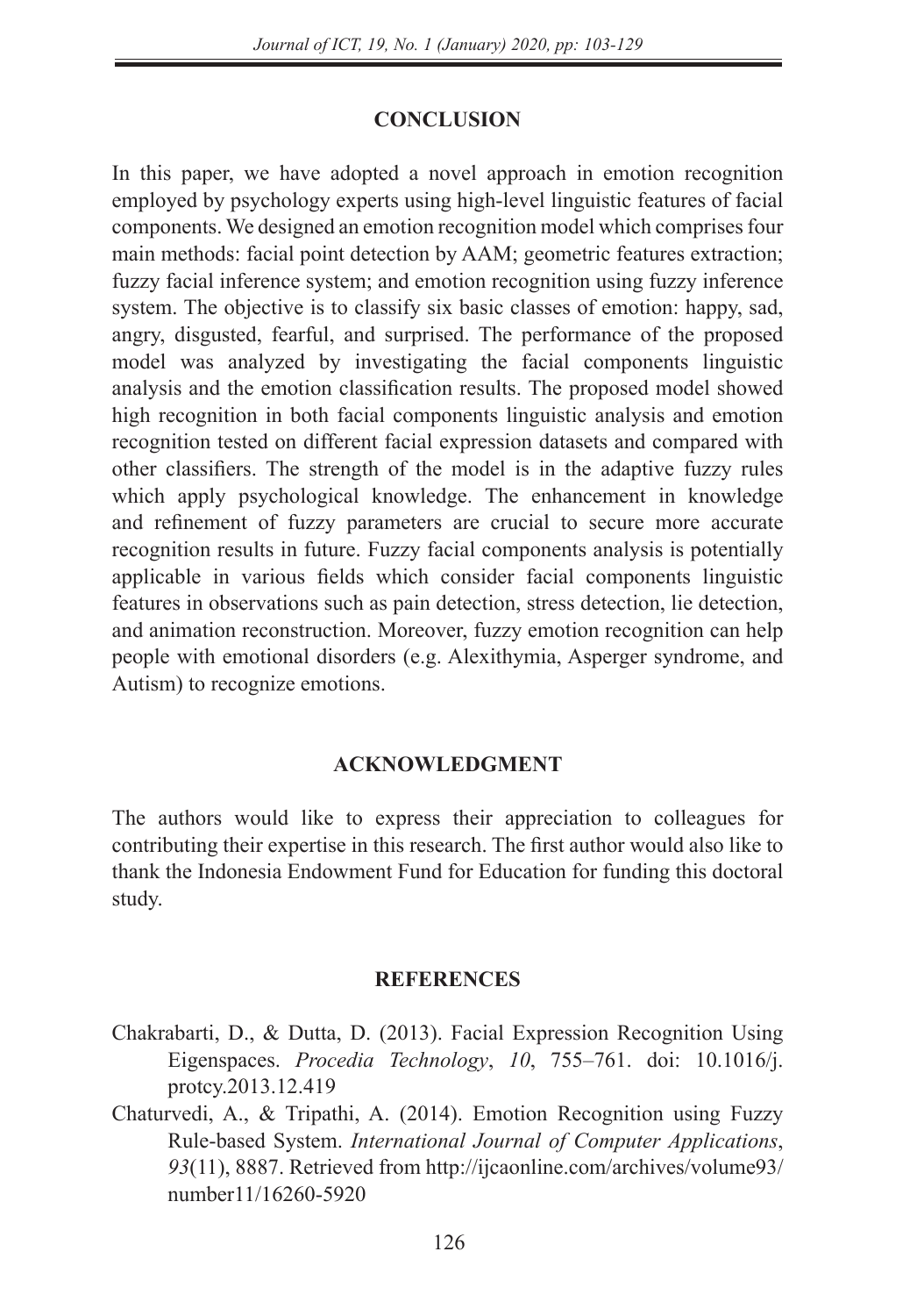## CONCLUSION

In this paper, we have adopted a novel approach in emotion recognition employed by psychology experts using high-level linguistic features of facial components. We designed an emotion recognition model which comprises four main methods: facial point detection by AAM; geometric features extraction; fuzzy facial inference system; and emotion recognition using fuzzy inference system. The objective is to classify six basic classes of emotion: happy, sad, angry, disgusted, fearful, and surprised. The performance of the proposed model was analyzed by investigating the facial components linguistic analysis and the emotion classification results. The proposed model showed high recognition in both facial components linguistic analysis and emotion recognition tested on different facial expression datasets and compared with other classifiers. The strength of the model is in the adaptive fuzzy rules which apply psychological knowledge. The enhancement in knowledge and refinement of fuzzy parameters are crucial to secure more accurate recognition results in future. Fuzzy facial components analysis is potentially applicable in various fields which consider facial components linguistic features in observations such as pain detection, stress detection, lie detection, and animation reconstruction. Moreover, fuzzy emotion recognition can help people with emotional disorders (e.g. Alexithymia, Asperger syndrome, and Autism) to recognize emotions.

## ACKNOWLEDGMENT

The authors would like to express their appreciation to colleagues for contributing their expertise in this research. The first author would also like to thank the Indonesia Endowment Fund for Education for funding this doctoral study.

## REFERENCES

Chakrabarti, D., & Dutta, D. (2013). Facial Expression Recognition Using Eigenspaces. *Procedia Technology*, *10*, 755–761. doi: 10.1016/j.protcy.2013.12.419

Chaturvedi, A., & Tripathi, A. (2014). Emotion Recognition using Fuzzy Rule-based System. *International Journal of Computer Applications*, *93*(11), 8887. Retrieved from http://ijcaonline.com/archives/volume93/number11/16260-5920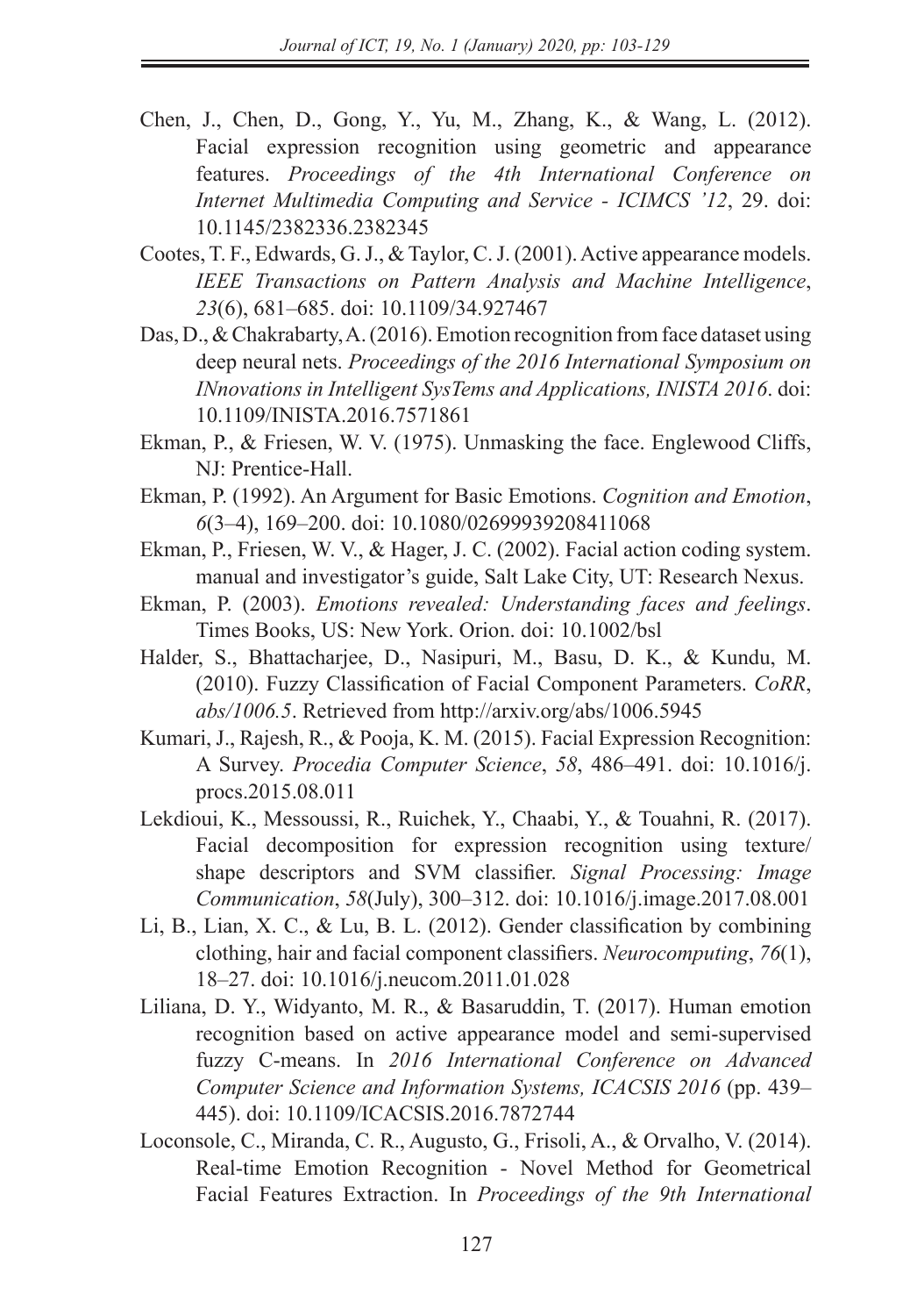Chen, J., Chen, D., Gong, Y., Yu, M., Zhang, K., & Wang, L. (2012). Facial expression recognition using geometric and appearance features. *Proceedings of the 4th International Conference on Internet Multimedia Computing and Service - ICIMCS '12*, 29. doi: 10.1145/2382336.2382345

Cootes, T. F., Edwards, G. J., & Taylor, C. J. (2001). Active appearance models. *IEEE Transactions on Pattern Analysis and Machine Intelligence*, *23*(6), 681–685. doi: 10.1109/34.927467

Das, D., & Chakrabarty, A. (2016). Emotion recognition from face dataset using deep neural nets. *Proceedings of the 2016 International Symposium on INnovations in Intelligent SysTems and Applications, INISTA 2016*. doi: 10.1109/INISTA.2016.7571861

Ekman, P., & Friesen, W. V. (1975). Unmasking the face. Englewood Cliffs, NJ: Prentice-Hall.

Ekman, P. (1992). An Argument for Basic Emotions. *Cognition and Emotion*, *6*(3–4), 169–200. doi: 10.1080/02699939208411068

Ekman, P., Friesen, W. V., & Hager, J. C. (2002). Facial action coding system. manual and investigator's guide, Salt Lake City, UT: Research Nexus.

Ekman, P. (2003). *Emotions revealed: Understanding faces and feelings*. Times Books, US: New York. Orion. doi: 10.1002/bsl

Halder, S., Bhattacharjee, D., Nasipuri, M., Basu, D. K., & Kundu, M. (2010). Fuzzy Classification of Facial Component Parameters. *CoRR*, *abs/1006.5*. Retrieved from http://arxiv.org/abs/1006.5945

Kumari, J., Rajesh, R., & Pooja, K. M. (2015). Facial Expression Recognition: A Survey. *Procedia Computer Science*, *58*, 486–491. doi: 10.1016/j.procs.2015.08.011

Lekdioui, K., Messoussi, R., Ruichek, Y., Chaabi, Y., & Touahni, R. (2017). Facial decomposition for expression recognition using texture/shape descriptors and SVM classifier. *Signal Processing: Image Communication*, *58*(July), 300–312. doi: 10.1016/j.image.2017.08.001

Li, B., Lian, X. C., & Lu, B. L. (2012). Gender classification by combining clothing, hair and facial component classifiers. *Neurocomputing*, *76*(1), 18–27. doi: 10.1016/j.neucom.2011.01.028

Liliana, D. Y., Widyanto, M. R., & Basaruddin, T. (2017). Human emotion recognition based on active appearance model and semi-supervised fuzzy C-means. In *2016 International Conference on Advanced Computer Science and Information Systems, ICACSIS 2016* (pp. 439–445). doi: 10.1109/ICACSIS.2016.7872744

Loconsole, C., Miranda, C. R., Augusto, G., Frisoli, A., & Orvalho, V. (2014). Real-time Emotion Recognition - Novel Method for Geometrical Facial Features Extraction. In *Proceedings of the 9th International*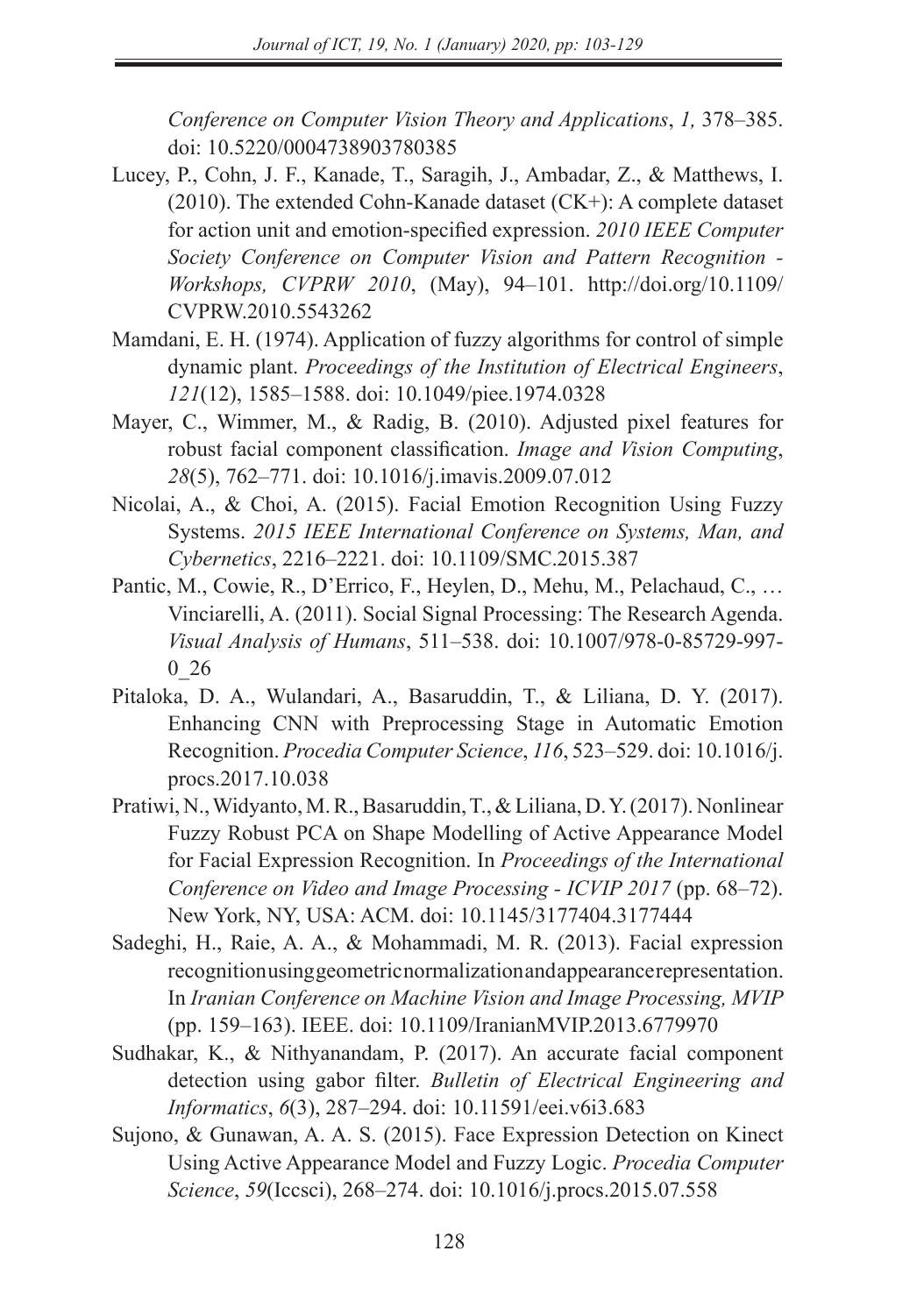*Conference on Computer Vision Theory and Applications*, *1,* 378–385. doi: 10.5220/0004738903780385

Lucey, P., Cohn, J. F., Kanade, T., Saragih, J., Ambadar, Z., & Matthews, I. (2010). The extended Cohn-Kanade dataset (CK+): A complete dataset for action unit and emotion-specified expression. *2010 IEEE Computer Society Conference on Computer Vision and Pattern Recognition - Workshops, CVPRW 2010*, (May), 94–101. http://doi.org/10.1109/CVPRW.2010.5543262

Mamdani, E. H. (1974). Application of fuzzy algorithms for control of simple dynamic plant. *Proceedings of the Institution of Electrical Engineers*, *121*(12), 1585–1588. doi: 10.1049/piee.1974.0328

Mayer, C., Wimmer, M., & Radig, B. (2010). Adjusted pixel features for robust facial component classification. *Image and Vision Computing*, *28*(5), 762–771. doi: 10.1016/j.imavis.2009.07.012

Nicolai, A., & Choi, A. (2015). Facial Emotion Recognition Using Fuzzy Systems. *2015 IEEE International Conference on Systems, Man, and Cybernetics*, 2216–2221. doi: 10.1109/SMC.2015.387

Pantic, M., Cowie, R., D'Errico, F., Heylen, D., Mehu, M., Pelachaud, C., … Vinciarelli, A. (2011). Social Signal Processing: The Research Agenda. *Visual Analysis of Humans*, 511–538. doi: 10.1007/978-0-85729-997-0_26

Pitaloka, D. A., Wulandari, A., Basaruddin, T., & Liliana, D. Y. (2017). Enhancing CNN with Preprocessing Stage in Automatic Emotion Recognition. *Procedia Computer Science*, *116*, 523–529. doi: 10.1016/j.procs.2017.10.038

Pratiwi, N., Widyanto, M. R., Basaruddin, T., & Liliana, D. Y. (2017). Nonlinear Fuzzy Robust PCA on Shape Modelling of Active Appearance Model for Facial Expression Recognition. In *Proceedings of the International Conference on Video and Image Processing - ICVIP 2017* (pp. 68–72). New York, NY, USA: ACM. doi: 10.1145/3177404.3177444

Sadeghi, H., Raie, A. A., & Mohammadi, M. R. (2013). Facial expression recognition using geometric normalization and appearance representation. In *Iranian Conference on Machine Vision and Image Processing, MVIP* (pp. 159–163). IEEE. doi: 10.1109/IranianMVIP.2013.6779970

Sudhakar, K., & Nithyanandam, P. (2017). An accurate facial component detection using gabor filter. *Bulletin of Electrical Engineering and Informatics*, *6*(3), 287–294. doi: 10.11591/eei.v6i3.683

Sujono, & Gunawan, A. A. S. (2015). Face Expression Detection on Kinect Using Active Appearance Model and Fuzzy Logic. *Procedia Computer Science*, *59*(Iccsci), 268–274. doi: 10.1016/j.procs.2015.07.558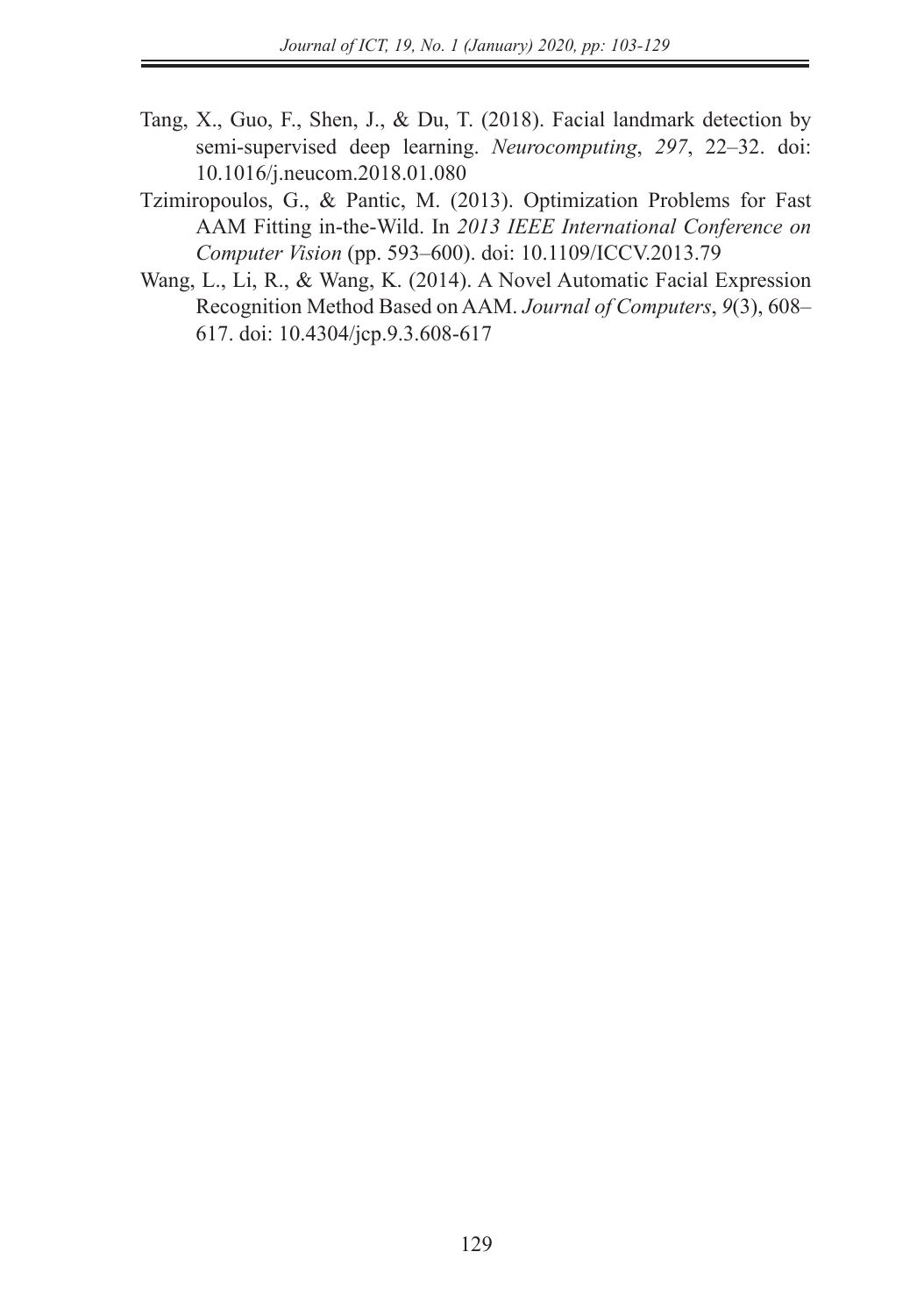Tang, X., Guo, F., Shen, J., & Du, T. (2018). Facial landmark detection by semi-supervised deep learning. *Neurocomputing*, *297*, 22–32. doi: 10.1016/j.neucom.2018.01.080

Tzimiropoulos, G., & Pantic, M. (2013). Optimization Problems for Fast AAM Fitting in-the-Wild. In *2013 IEEE International Conference on Computer Vision* (pp. 593–600). doi: 10.1109/ICCV.2013.79

Wang, L., Li, R., & Wang, K. (2014). A Novel Automatic Facial Expression Recognition Method Based on AAM. *Journal of Computers*, *9*(3), 608–617. doi: 10.4304/jcp.9.3.608-617